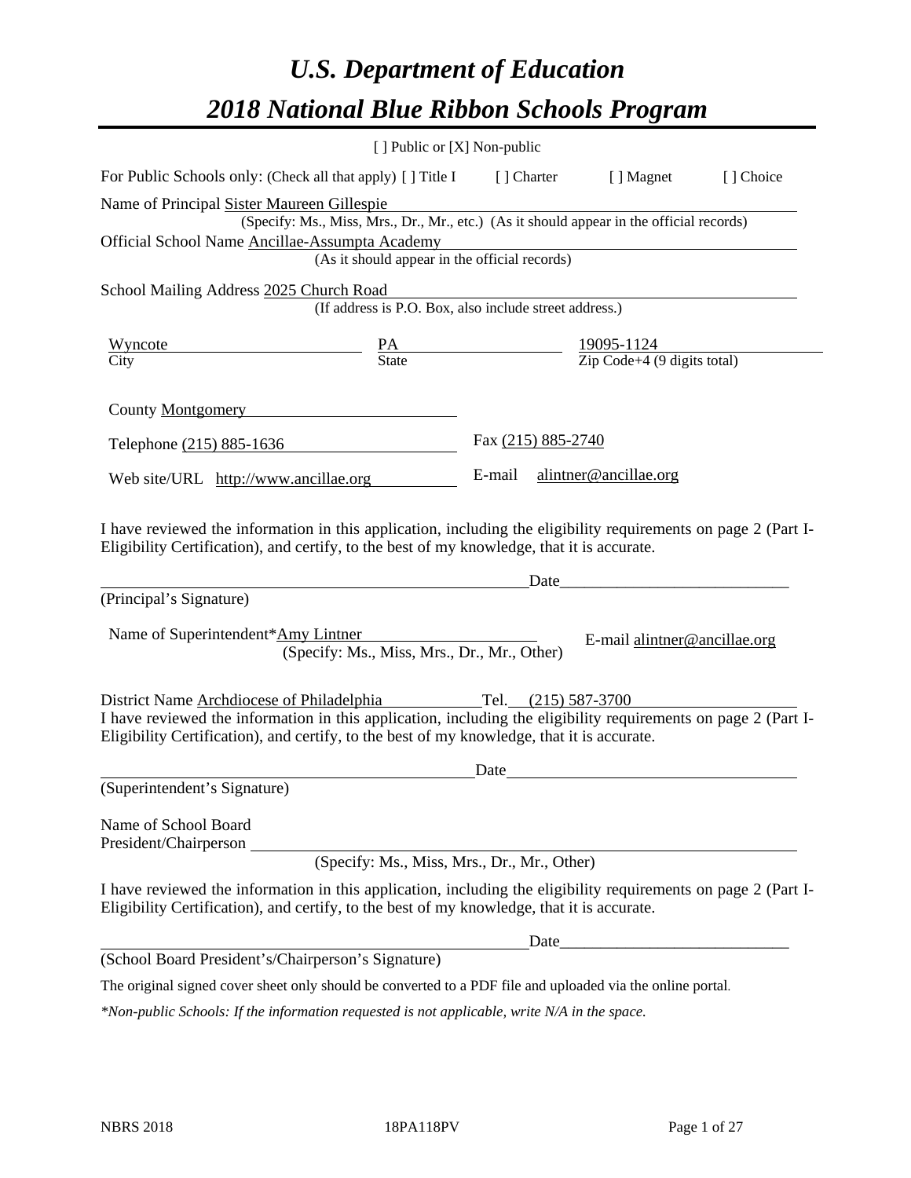# *U.S. Department of Education*

# *2018 National Blue Ribbon Schools Program*

[ ] Public or [X] Non-public

For Public Schools only: (Check all that apply) [ ] Title I [ ] Charter [ ] Magnet [ ] Choice

Name of Principal Sister Maureen Gillespie
(Specify: Ms., Miss, Mrs., Dr., Mr., etc.) (As it should appear in the official records)

Official School Name Ancillae-Assumpta Academy
(As it should appear in the official records)

School Mailing Address 2025 Church Road
(If address is P.O. Box, also include street address.)

| Wyncote | PA | 19095-1124 |
|---|---|---|
| City | State | Zip Code+4 (9 digits total) |

County Montgomery

Telephone (215) 885-1636 Fax (215) 885-2740

Web site/URL http://www.ancillae.org E-mail alintner@ancillae.org

I have reviewed the information in this application, including the eligibility requirements on page 2 (Part I-Eligibility Certification), and certify, to the best of my knowledge, that it is accurate.

_______________________________________________ Date_____________________________

(Principal's Signature)

Name of Superintendent*Amy Lintner E-mail alintner@ancillae.org
(Specify: Ms., Miss, Mrs., Dr., Mr., Other)

District Name Archdiocese of Philadelphia Tel. (215) 587-3700

I have reviewed the information in this application, including the eligibility requirements on page 2 (Part I-Eligibility Certification), and certify, to the best of my knowledge, that it is accurate.

_______________________________________________ Date_____________________________

(Superintendent's Signature)

Name of School Board President/Chairperson _______________________________________________
(Specify: Ms., Miss, Mrs., Dr., Mr., Other)

I have reviewed the information in this application, including the eligibility requirements on page 2 (Part I-Eligibility Certification), and certify, to the best of my knowledge, that it is accurate.

_______________________________________________ Date_____________________________

(School Board President's/Chairperson's Signature)

The original signed cover sheet only should be converted to a PDF file and uploaded via the online portal.

*\*Non-public Schools: If the information requested is not applicable, write N/A in the space.*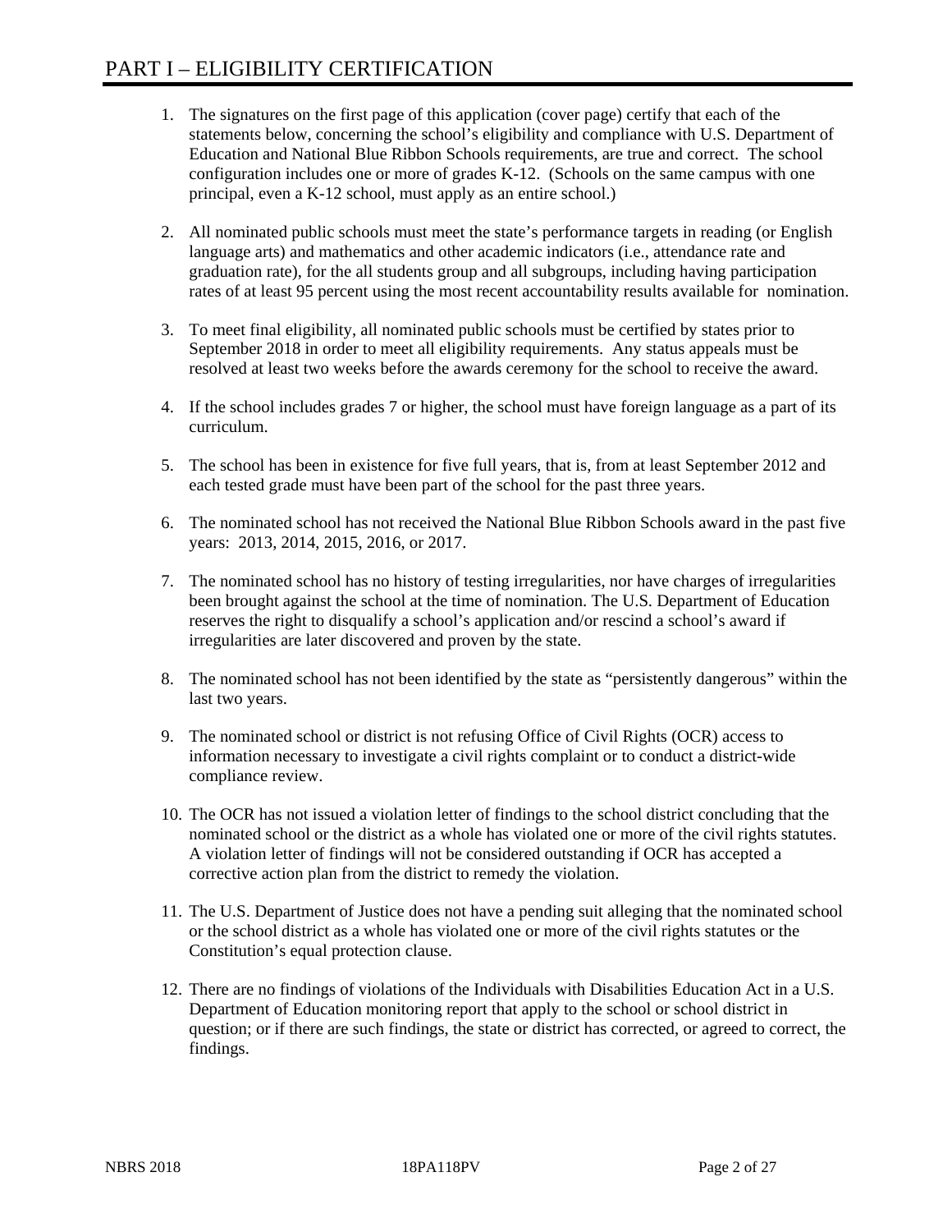# PART I – ELIGIBILITY CERTIFICATION

1. The signatures on the first page of this application (cover page) certify that each of the statements below, concerning the school's eligibility and compliance with U.S. Department of Education and National Blue Ribbon Schools requirements, are true and correct. The school configuration includes one or more of grades K-12. (Schools on the same campus with one principal, even a K-12 school, must apply as an entire school.)

2. All nominated public schools must meet the state's performance targets in reading (or English language arts) and mathematics and other academic indicators (i.e., attendance rate and graduation rate), for the all students group and all subgroups, including having participation rates of at least 95 percent using the most recent accountability results available for nomination.

3. To meet final eligibility, all nominated public schools must be certified by states prior to September 2018 in order to meet all eligibility requirements. Any status appeals must be resolved at least two weeks before the awards ceremony for the school to receive the award.

4. If the school includes grades 7 or higher, the school must have foreign language as a part of its curriculum.

5. The school has been in existence for five full years, that is, from at least September 2012 and each tested grade must have been part of the school for the past three years.

6. The nominated school has not received the National Blue Ribbon Schools award in the past five years: 2013, 2014, 2015, 2016, or 2017.

7. The nominated school has no history of testing irregularities, nor have charges of irregularities been brought against the school at the time of nomination. The U.S. Department of Education reserves the right to disqualify a school's application and/or rescind a school's award if irregularities are later discovered and proven by the state.

8. The nominated school has not been identified by the state as "persistently dangerous" within the last two years.

9. The nominated school or district is not refusing Office of Civil Rights (OCR) access to information necessary to investigate a civil rights complaint or to conduct a district-wide compliance review.

10. The OCR has not issued a violation letter of findings to the school district concluding that the nominated school or the district as a whole has violated one or more of the civil rights statutes. A violation letter of findings will not be considered outstanding if OCR has accepted a corrective action plan from the district to remedy the violation.

11. The U.S. Department of Justice does not have a pending suit alleging that the nominated school or the school district as a whole has violated one or more of the civil rights statutes or the Constitution's equal protection clause.

12. There are no findings of violations of the Individuals with Disabilities Education Act in a U.S. Department of Education monitoring report that apply to the school or school district in question; or if there are such findings, the state or district has corrected, or agreed to correct, the findings.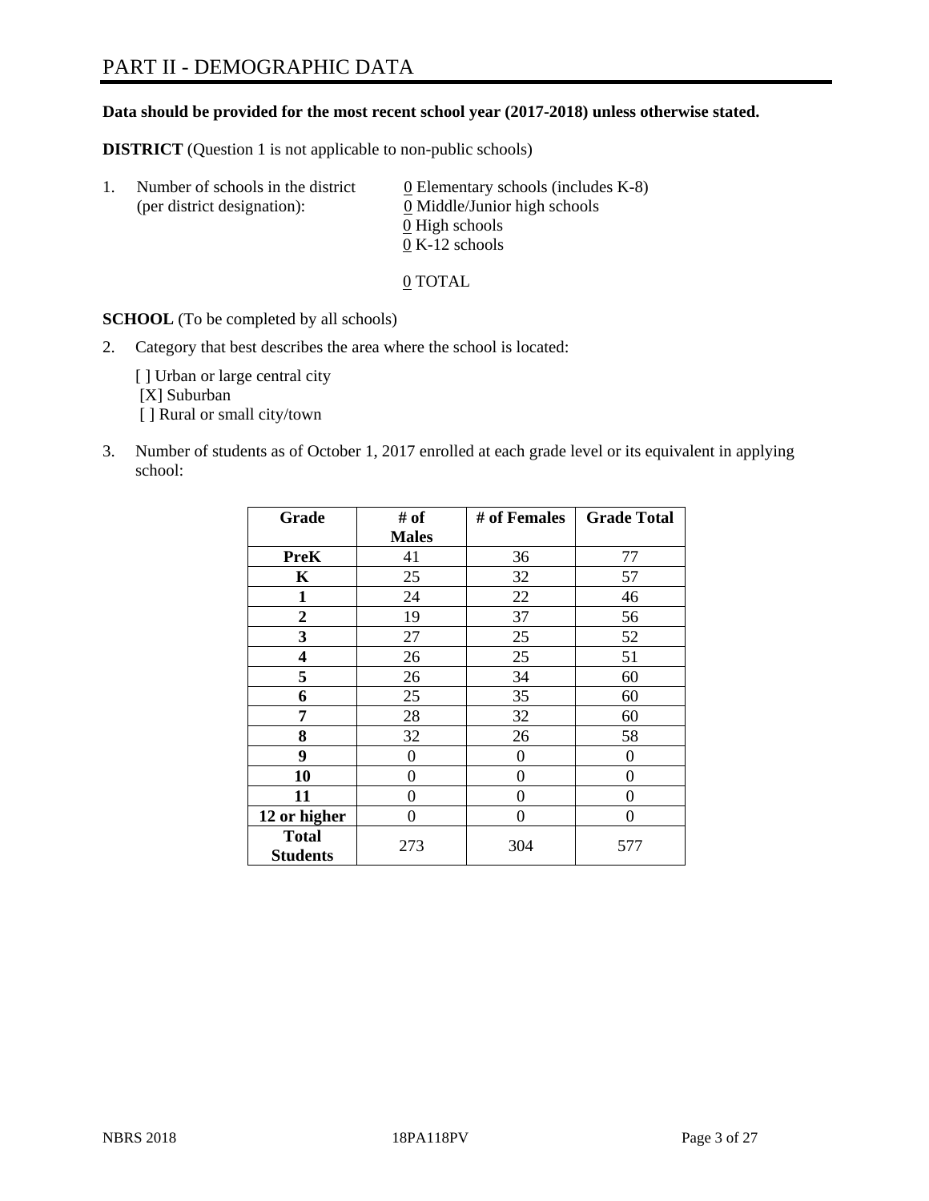# PART II - DEMOGRAPHIC DATA

**Data should be provided for the most recent school year (2017-2018) unless otherwise stated.**

**DISTRICT** (Question 1 is not applicable to non-public schools)

1. Number of schools in the district (per district designation):
   0 Elementary schools (includes K-8)
   0 Middle/Junior high schools
   0 High schools
   0 K-12 schools

   0 TOTAL

**SCHOOL** (To be completed by all schools)

2. Category that best describes the area where the school is located:

   [ ] Urban or large central city
   [X] Suburban
   [ ] Rural or small city/town

3. Number of students as of October 1, 2017 enrolled at each grade level or its equivalent in applying school:

| Grade | # of Males | # of Females | Grade Total |
|---|---|---|---|
| **PreK** | 41 | 36 | 77 |
| **K** | 25 | 32 | 57 |
| **1** | 24 | 22 | 46 |
| **2** | 19 | 37 | 56 |
| **3** | 27 | 25 | 52 |
| **4** | 26 | 25 | 51 |
| **5** | 26 | 34 | 60 |
| **6** | 25 | 35 | 60 |
| **7** | 28 | 32 | 60 |
| **8** | 32 | 26 | 58 |
| **9** | 0 | 0 | 0 |
| **10** | 0 | 0 | 0 |
| **11** | 0 | 0 | 0 |
| **12 or higher** | 0 | 0 | 0 |
| **Total Students** | 273 | 304 | 577 |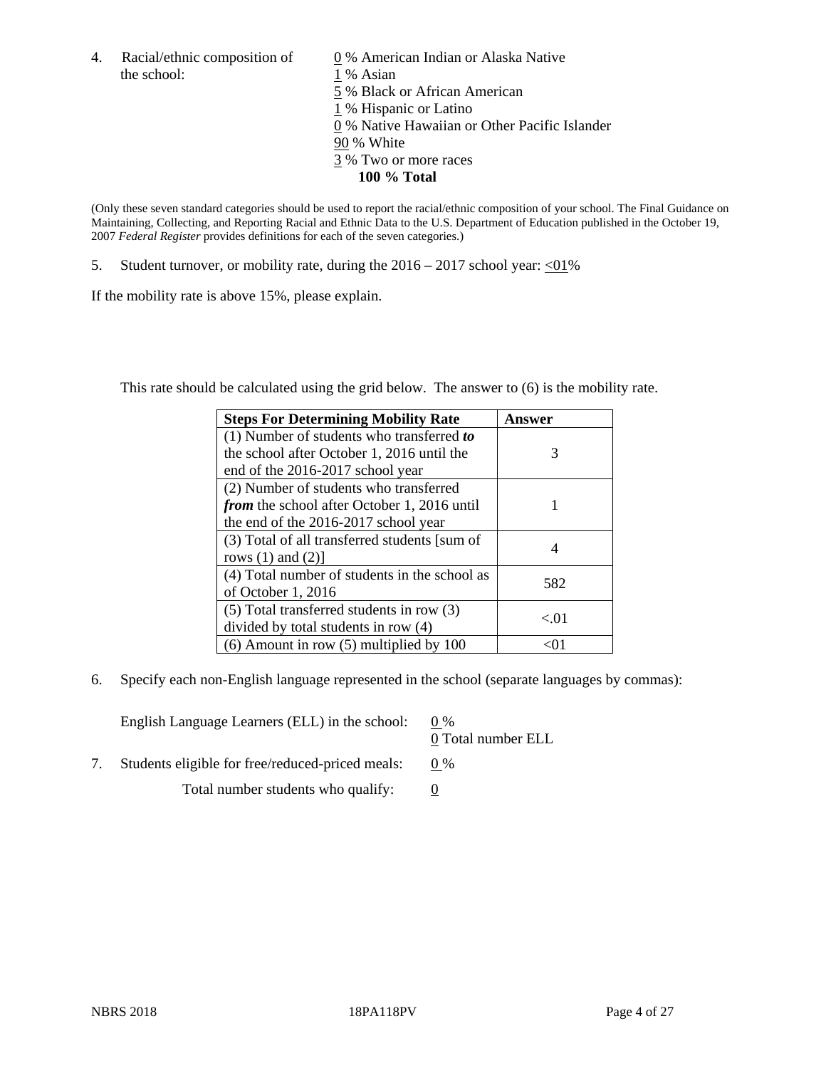4. Racial/ethnic composition of the school:

0 % American Indian or Alaska Native
1 % Asian
5 % Black or African American
1 % Hispanic or Latino
0 % Native Hawaiian or Other Pacific Islander
90 % White
3 % Two or more races
**100 % Total**

(Only these seven standard categories should be used to report the racial/ethnic composition of your school. The Final Guidance on Maintaining, Collecting, and Reporting Racial and Ethnic Data to the U.S. Department of Education published in the October 19, 2007 *Federal Register* provides definitions for each of the seven categories.)

5. Student turnover, or mobility rate, during the 2016 – 2017 school year: <01%

If the mobility rate is above 15%, please explain.

This rate should be calculated using the grid below. The answer to (6) is the mobility rate.

| **Steps For Determining Mobility Rate** | **Answer** |
| --- | --- |
| (1) Number of students who transferred ***to*** the school after October 1, 2016 until the end of the 2016-2017 school year | 3 |
| (2) Number of students who transferred ***from*** the school after October 1, 2016 until the end of the 2016-2017 school year | 1 |
| (3) Total of all transferred students [sum of rows (1) and (2)] | 4 |
| (4) Total number of students in the school as of October 1, 2016 | 582 |
| (5) Total transferred students in row (3) divided by total students in row (4) | <.01 |
| (6) Amount in row (5) multiplied by 100 | <01 |

6. Specify each non-English language represented in the school (separate languages by commas):

English Language Learners (ELL) in the school: 0 %
0 Total number ELL

7. Students eligible for free/reduced-priced meals: 0 %

Total number students who qualify: 0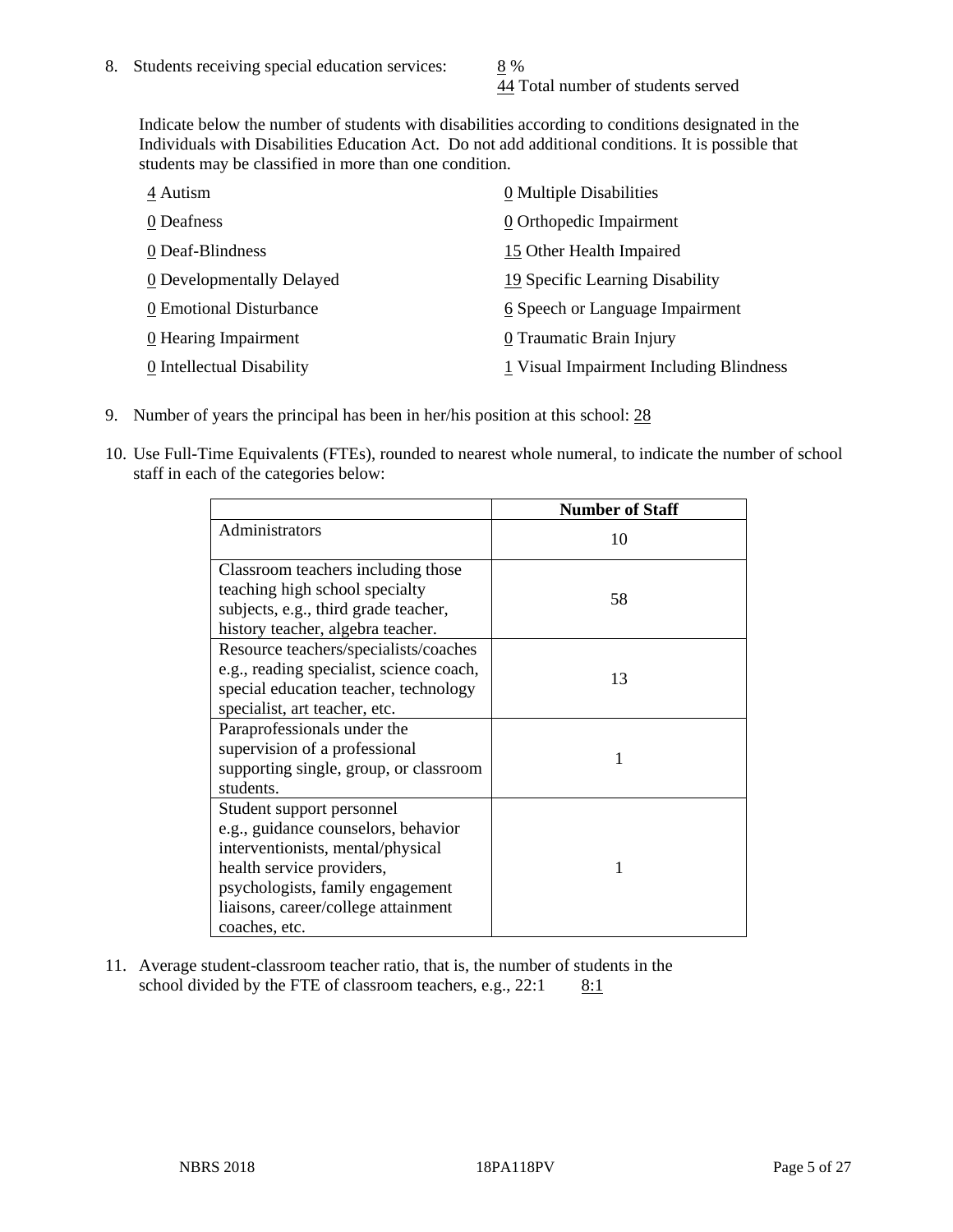8. Students receiving special education services: 8 %
   44 Total number of students served

   Indicate below the number of students with disabilities according to conditions designated in the Individuals with Disabilities Education Act. Do not add additional conditions. It is possible that students may be classified in more than one condition.

   4 Autism
   0 Deafness
   0 Deaf-Blindness
   0 Developmentally Delayed
   0 Emotional Disturbance
   0 Hearing Impairment
   0 Intellectual Disability
   0 Multiple Disabilities
   0 Orthopedic Impairment
   15 Other Health Impaired
   19 Specific Learning Disability
   6 Speech or Language Impairment
   0 Traumatic Brain Injury
   1 Visual Impairment Including Blindness

9. Number of years the principal has been in her/his position at this school: 28

10. Use Full-Time Equivalents (FTEs), rounded to nearest whole numeral, to indicate the number of school staff in each of the categories below:

| | Number of Staff |
|---|---|
| Administrators | 10 |
| Classroom teachers including those teaching high school specialty subjects, e.g., third grade teacher, history teacher, algebra teacher. | 58 |
| Resource teachers/specialists/coaches e.g., reading specialist, science coach, special education teacher, technology specialist, art teacher, etc. | 13 |
| Paraprofessionals under the supervision of a professional supporting single, group, or classroom students. | 1 |
| Student support personnel e.g., guidance counselors, behavior interventionists, mental/physical health service providers, psychologists, family engagement liaisons, career/college attainment coaches, etc. | 1 |

11. Average student-classroom teacher ratio, that is, the number of students in the school divided by the FTE of classroom teachers, e.g., 22:1 8:1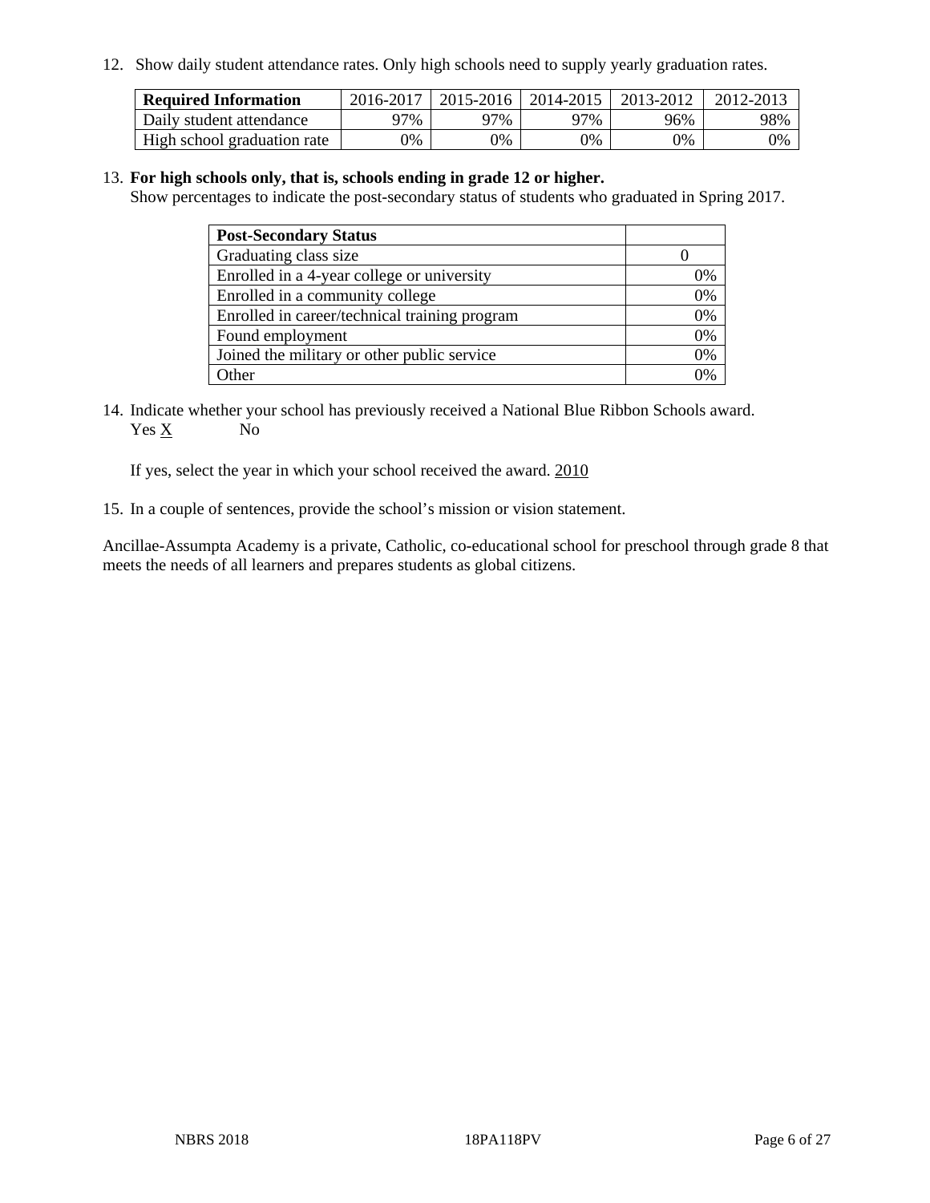12. Show daily student attendance rates. Only high schools need to supply yearly graduation rates.

| Required Information | 2016-2017 | 2015-2016 | 2014-2015 | 2013-2012 | 2012-2013 |
|---|---|---|---|---|---|
| Daily student attendance | 97% | 97% | 97% | 96% | 98% |
| High school graduation rate | 0% | 0% | 0% | 0% | 0% |

13. **For high schools only, that is, schools ending in grade 12 or higher.**
Show percentages to indicate the post-secondary status of students who graduated in Spring 2017.

| Post-Secondary Status | |
|---|---|
| Graduating class size | 0 |
| Enrolled in a 4-year college or university | 0% |
| Enrolled in a community college | 0% |
| Enrolled in career/technical training program | 0% |
| Found employment | 0% |
| Joined the military or other public service | 0% |
| Other | 0% |

14. Indicate whether your school has previously received a National Blue Ribbon Schools award.
Yes X No

If yes, select the year in which your school received the award. 2010

15. In a couple of sentences, provide the school's mission or vision statement.

Ancillae-Assumpta Academy is a private, Catholic, co-educational school for preschool through grade 8 that meets the needs of all learners and prepares students as global citizens.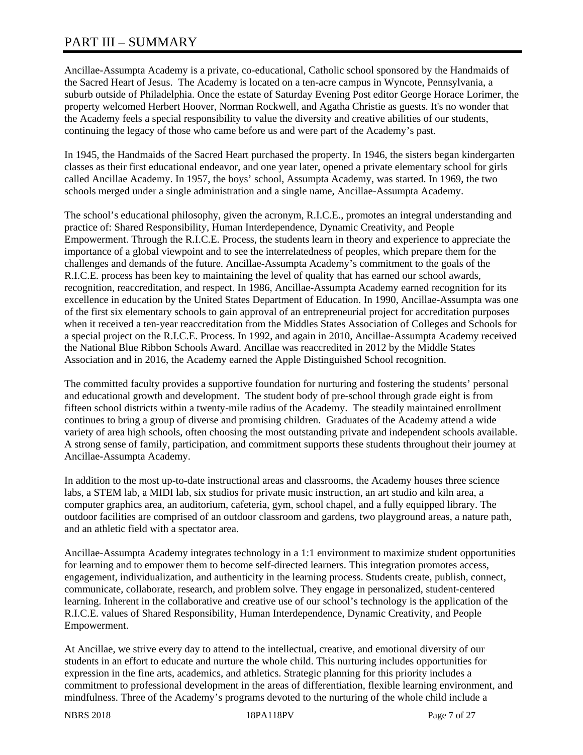# PART III – SUMMARY

Ancillae-Assumpta Academy is a private, co-educational, Catholic school sponsored by the Handmaids of the Sacred Heart of Jesus. The Academy is located on a ten-acre campus in Wyncote, Pennsylvania, a suburb outside of Philadelphia. Once the estate of Saturday Evening Post editor George Horace Lorimer, the property welcomed Herbert Hoover, Norman Rockwell, and Agatha Christie as guests. It's no wonder that the Academy feels a special responsibility to value the diversity and creative abilities of our students, continuing the legacy of those who came before us and were part of the Academy's past.

In 1945, the Handmaids of the Sacred Heart purchased the property. In 1946, the sisters began kindergarten classes as their first educational endeavor, and one year later, opened a private elementary school for girls called Ancillae Academy. In 1957, the boys' school, Assumpta Academy, was started. In 1969, the two schools merged under a single administration and a single name, Ancillae-Assumpta Academy.

The school's educational philosophy, given the acronym, R.I.C.E., promotes an integral understanding and practice of: Shared Responsibility, Human Interdependence, Dynamic Creativity, and People Empowerment. Through the R.I.C.E. Process, the students learn in theory and experience to appreciate the importance of a global viewpoint and to see the interrelatedness of peoples, which prepare them for the challenges and demands of the future. Ancillae-Assumpta Academy's commitment to the goals of the R.I.C.E. process has been key to maintaining the level of quality that has earned our school awards, recognition, reaccreditation, and respect. In 1986, Ancillae-Assumpta Academy earned recognition for its excellence in education by the United States Department of Education. In 1990, Ancillae-Assumpta was one of the first six elementary schools to gain approval of an entrepreneurial project for accreditation purposes when it received a ten-year reaccreditation from the Middles States Association of Colleges and Schools for a special project on the R.I.C.E. Process. In 1992, and again in 2010, Ancillae-Assumpta Academy received the National Blue Ribbon Schools Award. Ancillae was reaccredited in 2012 by the Middle States Association and in 2016, the Academy earned the Apple Distinguished School recognition.

The committed faculty provides a supportive foundation for nurturing and fostering the students' personal and educational growth and development. The student body of pre-school through grade eight is from fifteen school districts within a twenty-mile radius of the Academy. The steadily maintained enrollment continues to bring a group of diverse and promising children. Graduates of the Academy attend a wide variety of area high schools, often choosing the most outstanding private and independent schools available. A strong sense of family, participation, and commitment supports these students throughout their journey at Ancillae-Assumpta Academy.

In addition to the most up-to-date instructional areas and classrooms, the Academy houses three science labs, a STEM lab, a MIDI lab, six studios for private music instruction, an art studio and kiln area, a computer graphics area, an auditorium, cafeteria, gym, school chapel, and a fully equipped library. The outdoor facilities are comprised of an outdoor classroom and gardens, two playground areas, a nature path, and an athletic field with a spectator area.

Ancillae-Assumpta Academy integrates technology in a 1:1 environment to maximize student opportunities for learning and to empower them to become self-directed learners. This integration promotes access, engagement, individualization, and authenticity in the learning process. Students create, publish, connect, communicate, collaborate, research, and problem solve. They engage in personalized, student-centered learning. Inherent in the collaborative and creative use of our school's technology is the application of the R.I.C.E. values of Shared Responsibility, Human Interdependence, Dynamic Creativity, and People Empowerment.

At Ancillae, we strive every day to attend to the intellectual, creative, and emotional diversity of our students in an effort to educate and nurture the whole child. This nurturing includes opportunities for expression in the fine arts, academics, and athletics. Strategic planning for this priority includes a commitment to professional development in the areas of differentiation, flexible learning environment, and mindfulness. Three of the Academy's programs devoted to the nurturing of the whole child include a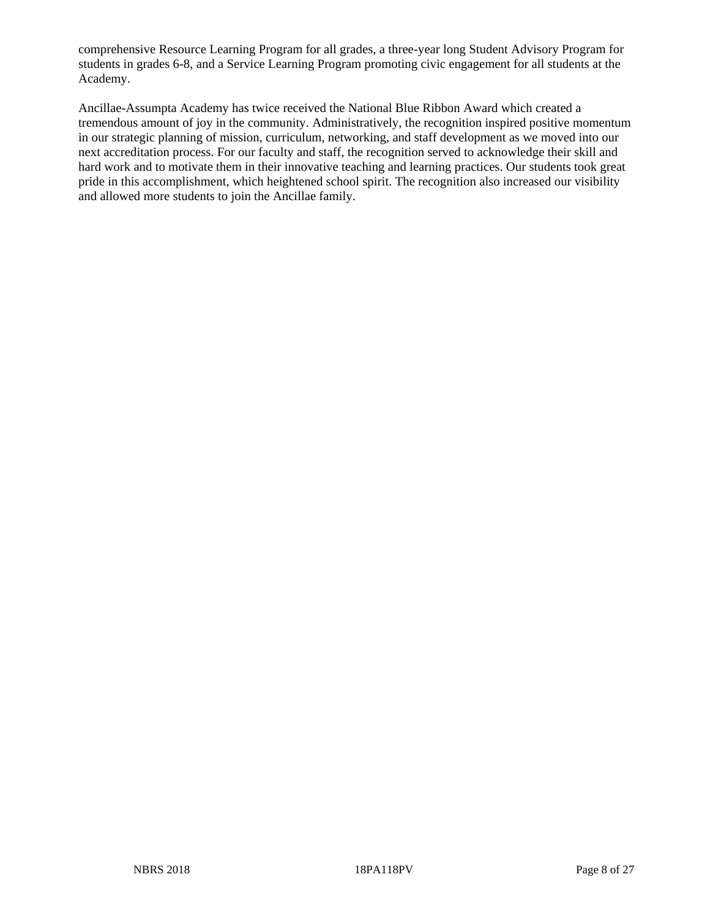comprehensive Resource Learning Program for all grades, a three-year long Student Advisory Program for students in grades 6-8, and a Service Learning Program promoting civic engagement for all students at the Academy.

Ancillae-Assumpta Academy has twice received the National Blue Ribbon Award which created a tremendous amount of joy in the community. Administratively, the recognition inspired positive momentum in our strategic planning of mission, curriculum, networking, and staff development as we moved into our next accreditation process. For our faculty and staff, the recognition served to acknowledge their skill and hard work and to motivate them in their innovative teaching and learning practices. Our students took great pride in this accomplishment, which heightened school spirit. The recognition also increased our visibility and allowed more students to join the Ancillae family.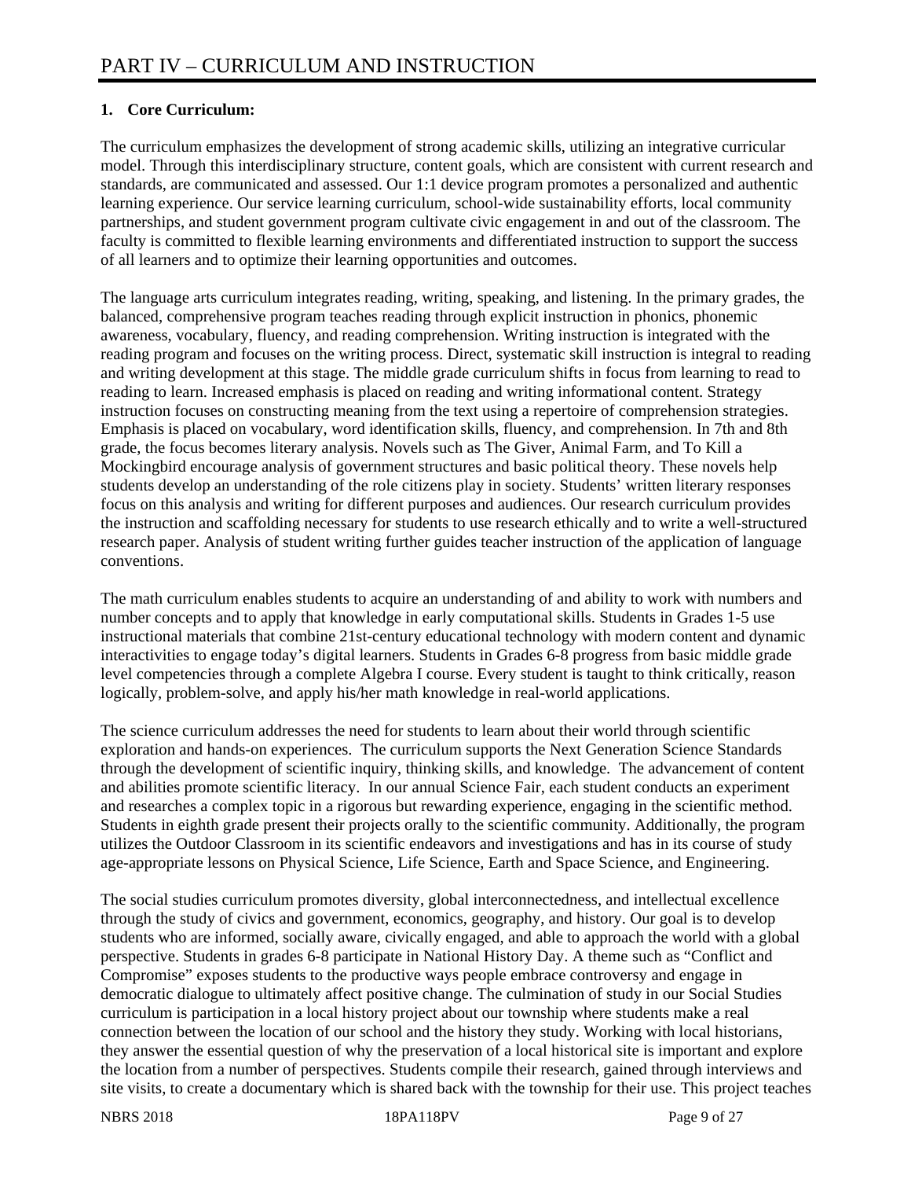# PART IV – CURRICULUM AND INSTRUCTION

**1. Core Curriculum:**

The curriculum emphasizes the development of strong academic skills, utilizing an integrative curricular model. Through this interdisciplinary structure, content goals, which are consistent with current research and standards, are communicated and assessed. Our 1:1 device program promotes a personalized and authentic learning experience. Our service learning curriculum, school-wide sustainability efforts, local community partnerships, and student government program cultivate civic engagement in and out of the classroom. The faculty is committed to flexible learning environments and differentiated instruction to support the success of all learners and to optimize their learning opportunities and outcomes.

The language arts curriculum integrates reading, writing, speaking, and listening. In the primary grades, the balanced, comprehensive program teaches reading through explicit instruction in phonics, phonemic awareness, vocabulary, fluency, and reading comprehension. Writing instruction is integrated with the reading program and focuses on the writing process. Direct, systematic skill instruction is integral to reading and writing development at this stage. The middle grade curriculum shifts in focus from learning to read to reading to learn. Increased emphasis is placed on reading and writing informational content. Strategy instruction focuses on constructing meaning from the text using a repertoire of comprehension strategies. Emphasis is placed on vocabulary, word identification skills, fluency, and comprehension. In 7th and 8th grade, the focus becomes literary analysis. Novels such as The Giver, Animal Farm, and To Kill a Mockingbird encourage analysis of government structures and basic political theory. These novels help students develop an understanding of the role citizens play in society. Students' written literary responses focus on this analysis and writing for different purposes and audiences. Our research curriculum provides the instruction and scaffolding necessary for students to use research ethically and to write a well-structured research paper. Analysis of student writing further guides teacher instruction of the application of language conventions.

The math curriculum enables students to acquire an understanding of and ability to work with numbers and number concepts and to apply that knowledge in early computational skills. Students in Grades 1-5 use instructional materials that combine 21st-century educational technology with modern content and dynamic interactivities to engage today's digital learners. Students in Grades 6-8 progress from basic middle grade level competencies through a complete Algebra I course. Every student is taught to think critically, reason logically, problem-solve, and apply his/her math knowledge in real-world applications.

The science curriculum addresses the need for students to learn about their world through scientific exploration and hands-on experiences. The curriculum supports the Next Generation Science Standards through the development of scientific inquiry, thinking skills, and knowledge. The advancement of content and abilities promote scientific literacy. In our annual Science Fair, each student conducts an experiment and researches a complex topic in a rigorous but rewarding experience, engaging in the scientific method. Students in eighth grade present their projects orally to the scientific community. Additionally, the program utilizes the Outdoor Classroom in its scientific endeavors and investigations and has in its course of study age-appropriate lessons on Physical Science, Life Science, Earth and Space Science, and Engineering.

The social studies curriculum promotes diversity, global interconnectedness, and intellectual excellence through the study of civics and government, economics, geography, and history. Our goal is to develop students who are informed, socially aware, civically engaged, and able to approach the world with a global perspective. Students in grades 6-8 participate in National History Day. A theme such as "Conflict and Compromise" exposes students to the productive ways people embrace controversy and engage in democratic dialogue to ultimately affect positive change. The culmination of study in our Social Studies curriculum is participation in a local history project about our township where students make a real connection between the location of our school and the history they study. Working with local historians, they answer the essential question of why the preservation of a local historical site is important and explore the location from a number of perspectives. Students compile their research, gained through interviews and site visits, to create a documentary which is shared back with the township for their use. This project teaches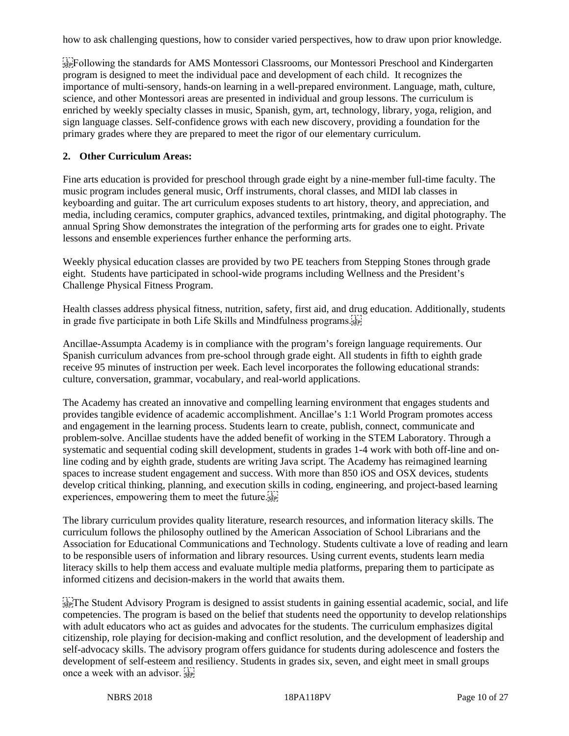how to ask challenging questions, how to consider varied perspectives, how to draw upon prior knowledge.

Following the standards for AMS Montessori Classrooms, our Montessori Preschool and Kindergarten program is designed to meet the individual pace and development of each child. It recognizes the importance of multi-sensory, hands-on learning in a well-prepared environment. Language, math, culture, science, and other Montessori areas are presented in individual and group lessons. The curriculum is enriched by weekly specialty classes in music, Spanish, gym, art, technology, library, yoga, religion, and sign language classes. Self-confidence grows with each new discovery, providing a foundation for the primary grades where they are prepared to meet the rigor of our elementary curriculum.

**2. Other Curriculum Areas:**

Fine arts education is provided for preschool through grade eight by a nine-member full-time faculty. The music program includes general music, Orff instruments, choral classes, and MIDI lab classes in keyboarding and guitar. The art curriculum exposes students to art history, theory, and appreciation, and media, including ceramics, computer graphics, advanced textiles, printmaking, and digital photography. The annual Spring Show demonstrates the integration of the performing arts for grades one to eight. Private lessons and ensemble experiences further enhance the performing arts.

Weekly physical education classes are provided by two PE teachers from Stepping Stones through grade eight. Students have participated in school-wide programs including Wellness and the President's Challenge Physical Fitness Program.

Health classes address physical fitness, nutrition, safety, first aid, and drug education. Additionally, students in grade five participate in both Life Skills and Mindfulness programs.

Ancillae-Assumpta Academy is in compliance with the program's foreign language requirements. Our Spanish curriculum advances from pre-school through grade eight. All students in fifth to eighth grade receive 95 minutes of instruction per week. Each level incorporates the following educational strands: culture, conversation, grammar, vocabulary, and real-world applications.

The Academy has created an innovative and compelling learning environment that engages students and provides tangible evidence of academic accomplishment. Ancillae's 1:1 World Program promotes access and engagement in the learning process. Students learn to create, publish, connect, communicate and problem-solve. Ancillae students have the added benefit of working in the STEM Laboratory. Through a systematic and sequential coding skill development, students in grades 1-4 work with both off-line and on-line coding and by eighth grade, students are writing Java script. The Academy has reimagined learning spaces to increase student engagement and success. With more than 850 iOS and OSX devices, students develop critical thinking, planning, and execution skills in coding, engineering, and project-based learning experiences, empowering them to meet the future.

The library curriculum provides quality literature, research resources, and information literacy skills. The curriculum follows the philosophy outlined by the American Association of School Librarians and the Association for Educational Communications and Technology. Students cultivate a love of reading and learn to be responsible users of information and library resources. Using current events, students learn media literacy skills to help them access and evaluate multiple media platforms, preparing them to participate as informed citizens and decision-makers in the world that awaits them.

The Student Advisory Program is designed to assist students in gaining essential academic, social, and life competencies. The program is based on the belief that students need the opportunity to develop relationships with adult educators who act as guides and advocates for the students. The curriculum emphasizes digital citizenship, role playing for decision-making and conflict resolution, and the development of leadership and self-advocacy skills. The advisory program offers guidance for students during adolescence and fosters the development of self-esteem and resiliency. Students in grades six, seven, and eight meet in small groups once a week with an advisor.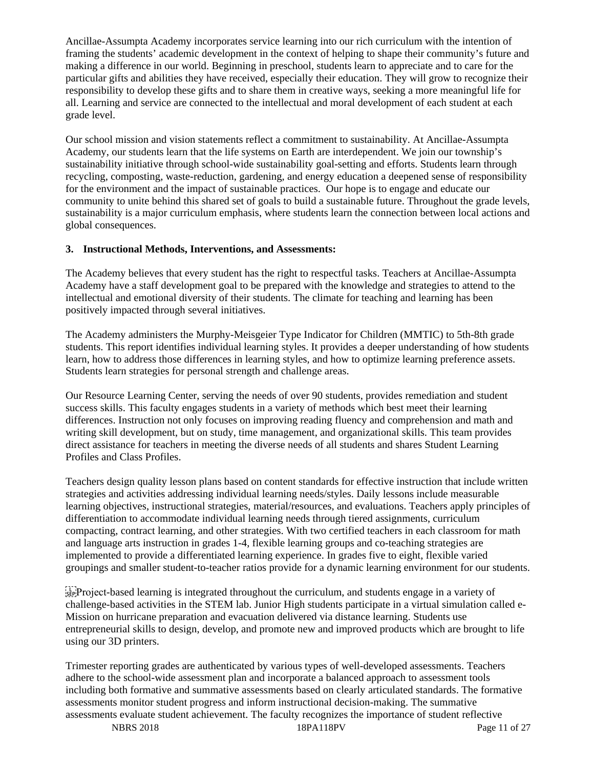Ancillae-Assumpta Academy incorporates service learning into our rich curriculum with the intention of framing the students' academic development in the context of helping to shape their community's future and making a difference in our world. Beginning in preschool, students learn to appreciate and to care for the particular gifts and abilities they have received, especially their education. They will grow to recognize their responsibility to develop these gifts and to share them in creative ways, seeking a more meaningful life for all. Learning and service are connected to the intellectual and moral development of each student at each grade level.

Our school mission and vision statements reflect a commitment to sustainability. At Ancillae-Assumpta Academy, our students learn that the life systems on Earth are interdependent. We join our township's sustainability initiative through school-wide sustainability goal-setting and efforts. Students learn through recycling, composting, waste-reduction, gardening, and energy education a deepened sense of responsibility for the environment and the impact of sustainable practices. Our hope is to engage and educate our community to unite behind this shared set of goals to build a sustainable future. Throughout the grade levels, sustainability is a major curriculum emphasis, where students learn the connection between local actions and global consequences.

**3. Instructional Methods, Interventions, and Assessments:**

The Academy believes that every student has the right to respectful tasks. Teachers at Ancillae-Assumpta Academy have a staff development goal to be prepared with the knowledge and strategies to attend to the intellectual and emotional diversity of their students. The climate for teaching and learning has been positively impacted through several initiatives.

The Academy administers the Murphy-Meisgeier Type Indicator for Children (MMTIC) to 5th-8th grade students. This report identifies individual learning styles. It provides a deeper understanding of how students learn, how to address those differences in learning styles, and how to optimize learning preference assets. Students learn strategies for personal strength and challenge areas.

Our Resource Learning Center, serving the needs of over 90 students, provides remediation and student success skills. This faculty engages students in a variety of methods which best meet their learning differences. Instruction not only focuses on improving reading fluency and comprehension and math and writing skill development, but on study, time management, and organizational skills. This team provides direct assistance for teachers in meeting the diverse needs of all students and shares Student Learning Profiles and Class Profiles.

Teachers design quality lesson plans based on content standards for effective instruction that include written strategies and activities addressing individual learning needs/styles. Daily lessons include measurable learning objectives, instructional strategies, material/resources, and evaluations. Teachers apply principles of differentiation to accommodate individual learning needs through tiered assignments, curriculum compacting, contract learning, and other strategies. With two certified teachers in each classroom for math and language arts instruction in grades 1-4, flexible learning groups and co-teaching strategies are implemented to provide a differentiated learning experience. In grades five to eight, flexible varied groupings and smaller student-to-teacher ratios provide for a dynamic learning environment for our students.

Project-based learning is integrated throughout the curriculum, and students engage in a variety of challenge-based activities in the STEM lab. Junior High students participate in a virtual simulation called e-Mission on hurricane preparation and evacuation delivered via distance learning. Students use entrepreneurial skills to design, develop, and promote new and improved products which are brought to life using our 3D printers.

Trimester reporting grades are authenticated by various types of well-developed assessments. Teachers adhere to the school-wide assessment plan and incorporate a balanced approach to assessment tools including both formative and summative assessments based on clearly articulated standards. The formative assessments monitor student progress and inform instructional decision-making. The summative assessments evaluate student achievement. The faculty recognizes the importance of student reflective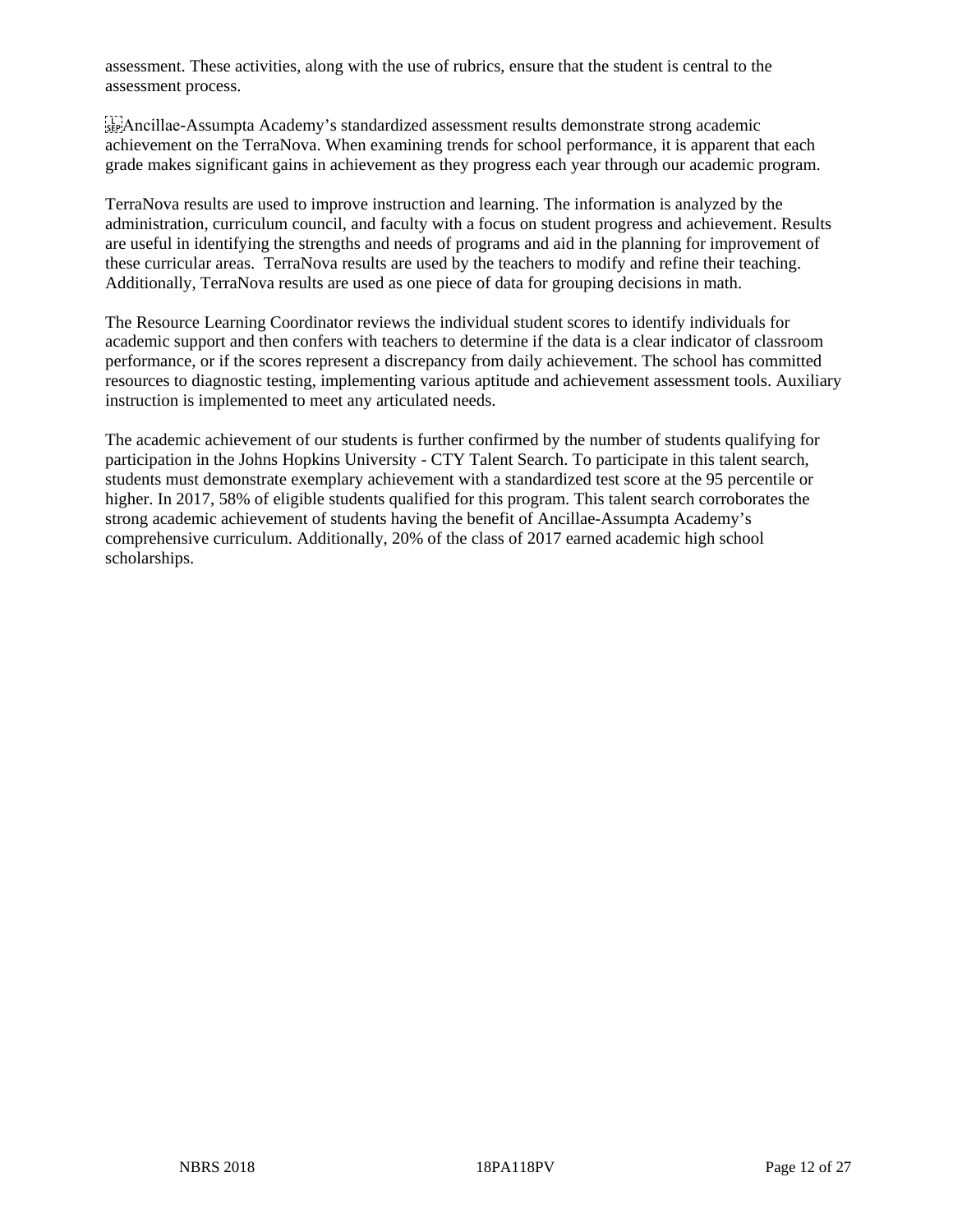assessment. These activities, along with the use of rubrics, ensure that the student is central to the assessment process.

Ancillae-Assumpta Academy’s standardized assessment results demonstrate strong academic achievement on the TerraNova. When examining trends for school performance, it is apparent that each grade makes significant gains in achievement as they progress each year through our academic program.

TerraNova results are used to improve instruction and learning. The information is analyzed by the administration, curriculum council, and faculty with a focus on student progress and achievement. Results are useful in identifying the strengths and needs of programs and aid in the planning for improvement of these curricular areas. TerraNova results are used by the teachers to modify and refine their teaching. Additionally, TerraNova results are used as one piece of data for grouping decisions in math.

The Resource Learning Coordinator reviews the individual student scores to identify individuals for academic support and then confers with teachers to determine if the data is a clear indicator of classroom performance, or if the scores represent a discrepancy from daily achievement. The school has committed resources to diagnostic testing, implementing various aptitude and achievement assessment tools. Auxiliary instruction is implemented to meet any articulated needs.

The academic achievement of our students is further confirmed by the number of students qualifying for participation in the Johns Hopkins University - CTY Talent Search. To participate in this talent search, students must demonstrate exemplary achievement with a standardized test score at the 95 percentile or higher. In 2017, 58% of eligible students qualified for this program. This talent search corroborates the strong academic achievement of students having the benefit of Ancillae-Assumpta Academy’s comprehensive curriculum. Additionally, 20% of the class of 2017 earned academic high school scholarships.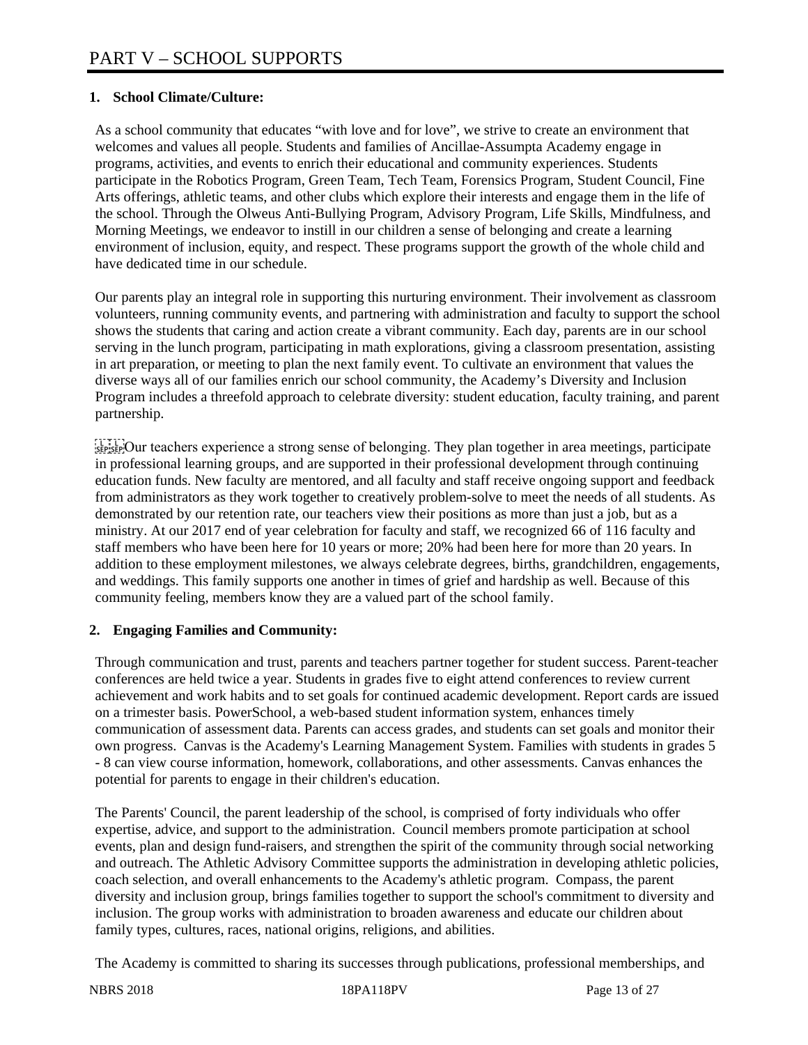# PART V – SCHOOL SUPPORTS

**1. School Climate/Culture:**

As a school community that educates "with love and for love", we strive to create an environment that welcomes and values all people. Students and families of Ancillae-Assumpta Academy engage in programs, activities, and events to enrich their educational and community experiences. Students participate in the Robotics Program, Green Team, Tech Team, Forensics Program, Student Council, Fine Arts offerings, athletic teams, and other clubs which explore their interests and engage them in the life of the school. Through the Olweus Anti-Bullying Program, Advisory Program, Life Skills, Mindfulness, and Morning Meetings, we endeavor to instill in our children a sense of belonging and create a learning environment of inclusion, equity, and respect. These programs support the growth of the whole child and have dedicated time in our schedule.

Our parents play an integral role in supporting this nurturing environment. Their involvement as classroom volunteers, running community events, and partnering with administration and faculty to support the school shows the students that caring and action create a vibrant community. Each day, parents are in our school serving in the lunch program, participating in math explorations, giving a classroom presentation, assisting in art preparation, or meeting to plan the next family event. To cultivate an environment that values the diverse ways all of our families enrich our school community, the Academy's Diversity and Inclusion Program includes a threefold approach to celebrate diversity: student education, faculty training, and parent partnership.

Our teachers experience a strong sense of belonging. They plan together in area meetings, participate in professional learning groups, and are supported in their professional development through continuing education funds. New faculty are mentored, and all faculty and staff receive ongoing support and feedback from administrators as they work together to creatively problem-solve to meet the needs of all students. As demonstrated by our retention rate, our teachers view their positions as more than just a job, but as a ministry. At our 2017 end of year celebration for faculty and staff, we recognized 66 of 116 faculty and staff members who have been here for 10 years or more; 20% had been here for more than 20 years. In addition to these employment milestones, we always celebrate degrees, births, grandchildren, engagements, and weddings. This family supports one another in times of grief and hardship as well. Because of this community feeling, members know they are a valued part of the school family.

**2. Engaging Families and Community:**

Through communication and trust, parents and teachers partner together for student success. Parent-teacher conferences are held twice a year. Students in grades five to eight attend conferences to review current achievement and work habits and to set goals for continued academic development. Report cards are issued on a trimester basis. PowerSchool, a web-based student information system, enhances timely communication of assessment data. Parents can access grades, and students can set goals and monitor their own progress. Canvas is the Academy's Learning Management System. Families with students in grades 5 - 8 can view course information, homework, collaborations, and other assessments. Canvas enhances the potential for parents to engage in their children's education.

The Parents' Council, the parent leadership of the school, is comprised of forty individuals who offer expertise, advice, and support to the administration. Council members promote participation at school events, plan and design fund-raisers, and strengthen the spirit of the community through social networking and outreach. The Athletic Advisory Committee supports the administration in developing athletic policies, coach selection, and overall enhancements to the Academy's athletic program. Compass, the parent diversity and inclusion group, brings families together to support the school's commitment to diversity and inclusion. The group works with administration to broaden awareness and educate our children about family types, cultures, races, national origins, religions, and abilities.

The Academy is committed to sharing its successes through publications, professional memberships, and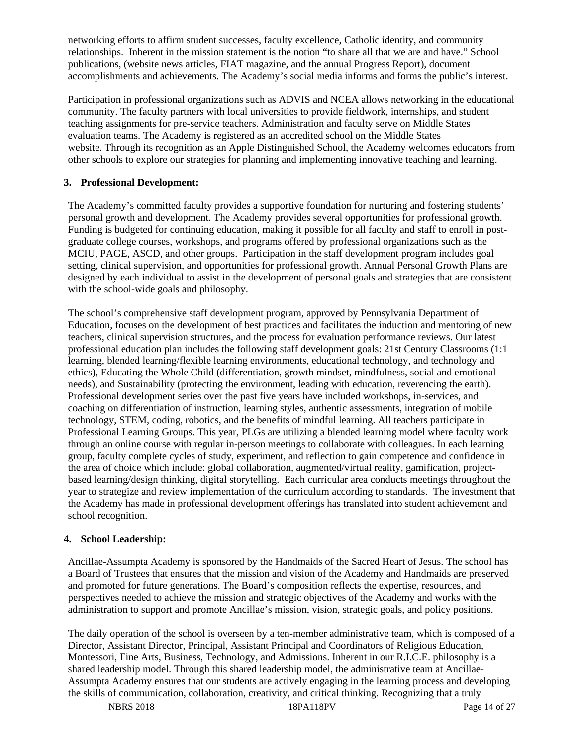networking efforts to affirm student successes, faculty excellence, Catholic identity, and community relationships. Inherent in the mission statement is the notion "to share all that we are and have." School publications, (website news articles, FIAT magazine, and the annual Progress Report), document accomplishments and achievements. The Academy's social media informs and forms the public's interest.

Participation in professional organizations such as ADVIS and NCEA allows networking in the educational community. The faculty partners with local universities to provide fieldwork, internships, and student teaching assignments for pre-service teachers. Administration and faculty serve on Middle States evaluation teams. The Academy is registered as an accredited school on the Middle States website. Through its recognition as an Apple Distinguished School, the Academy welcomes educators from other schools to explore our strategies for planning and implementing innovative teaching and learning.

**3. Professional Development:**

The Academy's committed faculty provides a supportive foundation for nurturing and fostering students' personal growth and development. The Academy provides several opportunities for professional growth. Funding is budgeted for continuing education, making it possible for all faculty and staff to enroll in post-graduate college courses, workshops, and programs offered by professional organizations such as the MCIU, PAGE, ASCD, and other groups. Participation in the staff development program includes goal setting, clinical supervision, and opportunities for professional growth. Annual Personal Growth Plans are designed by each individual to assist in the development of personal goals and strategies that are consistent with the school-wide goals and philosophy.

The school's comprehensive staff development program, approved by Pennsylvania Department of Education, focuses on the development of best practices and facilitates the induction and mentoring of new teachers, clinical supervision structures, and the process for evaluation performance reviews. Our latest professional education plan includes the following staff development goals: 21st Century Classrooms (1:1 learning, blended learning/flexible learning environments, educational technology, and technology and ethics), Educating the Whole Child (differentiation, growth mindset, mindfulness, social and emotional needs), and Sustainability (protecting the environment, leading with education, reverencing the earth). Professional development series over the past five years have included workshops, in-services, and coaching on differentiation of instruction, learning styles, authentic assessments, integration of mobile technology, STEM, coding, robotics, and the benefits of mindful learning. All teachers participate in Professional Learning Groups. This year, PLGs are utilizing a blended learning model where faculty work through an online course with regular in-person meetings to collaborate with colleagues. In each learning group, faculty complete cycles of study, experiment, and reflection to gain competence and confidence in the area of choice which include: global collaboration, augmented/virtual reality, gamification, project-based learning/design thinking, digital storytelling. Each curricular area conducts meetings throughout the year to strategize and review implementation of the curriculum according to standards. The investment that the Academy has made in professional development offerings has translated into student achievement and school recognition.

**4. School Leadership:**

Ancillae-Assumpta Academy is sponsored by the Handmaids of the Sacred Heart of Jesus. The school has a Board of Trustees that ensures that the mission and vision of the Academy and Handmaids are preserved and promoted for future generations. The Board's composition reflects the expertise, resources, and perspectives needed to achieve the mission and strategic objectives of the Academy and works with the administration to support and promote Ancillae's mission, vision, strategic goals, and policy positions.

The daily operation of the school is overseen by a ten-member administrative team, which is composed of a Director, Assistant Director, Principal, Assistant Principal and Coordinators of Religious Education, Montessori, Fine Arts, Business, Technology, and Admissions. Inherent in our R.I.C.E. philosophy is a shared leadership model. Through this shared leadership model, the administrative team at Ancillae-Assumpta Academy ensures that our students are actively engaging in the learning process and developing the skills of communication, collaboration, creativity, and critical thinking. Recognizing that a truly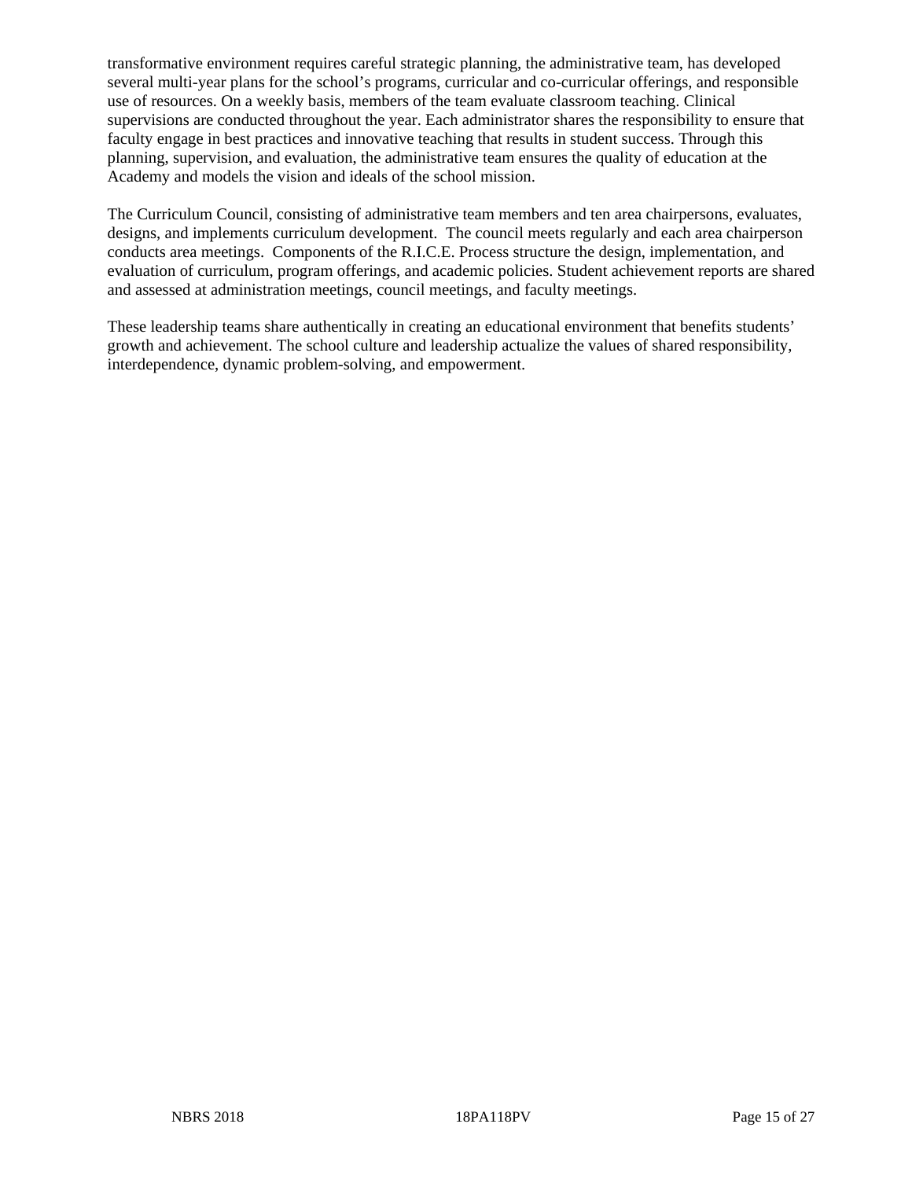transformative environment requires careful strategic planning, the administrative team, has developed several multi-year plans for the school's programs, curricular and co-curricular offerings, and responsible use of resources. On a weekly basis, members of the team evaluate classroom teaching. Clinical supervisions are conducted throughout the year. Each administrator shares the responsibility to ensure that faculty engage in best practices and innovative teaching that results in student success. Through this planning, supervision, and evaluation, the administrative team ensures the quality of education at the Academy and models the vision and ideals of the school mission.

The Curriculum Council, consisting of administrative team members and ten area chairpersons, evaluates, designs, and implements curriculum development. The council meets regularly and each area chairperson conducts area meetings. Components of the R.I.C.E. Process structure the design, implementation, and evaluation of curriculum, program offerings, and academic policies. Student achievement reports are shared and assessed at administration meetings, council meetings, and faculty meetings.

These leadership teams share authentically in creating an educational environment that benefits students' growth and achievement. The school culture and leadership actualize the values of shared responsibility, interdependence, dynamic problem-solving, and empowerment.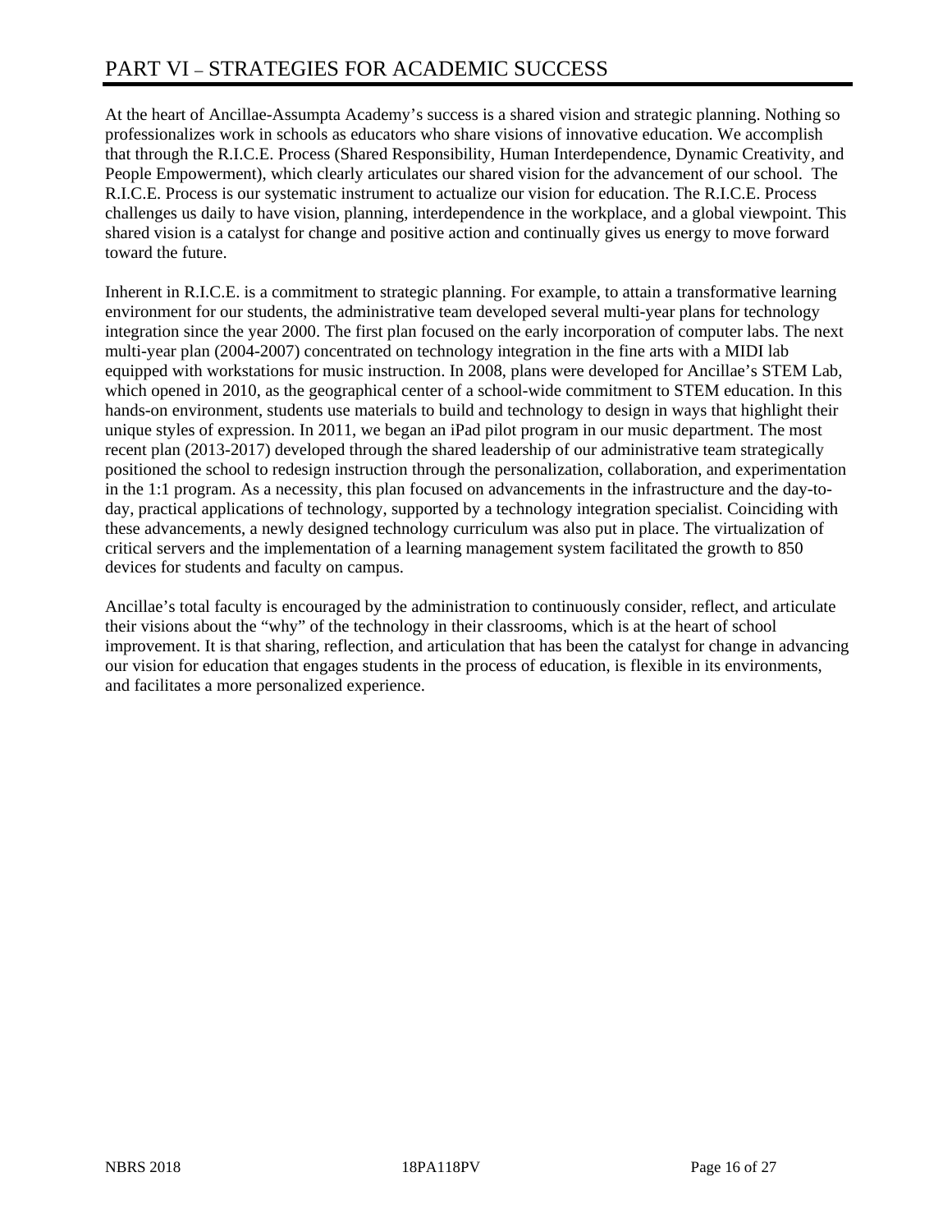# PART VI – STRATEGIES FOR ACADEMIC SUCCESS

At the heart of Ancillae-Assumpta Academy's success is a shared vision and strategic planning. Nothing so professionalizes work in schools as educators who share visions of innovative education. We accomplish that through the R.I.C.E. Process (Shared Responsibility, Human Interdependence, Dynamic Creativity, and People Empowerment), which clearly articulates our shared vision for the advancement of our school. The R.I.C.E. Process is our systematic instrument to actualize our vision for education. The R.I.C.E. Process challenges us daily to have vision, planning, interdependence in the workplace, and a global viewpoint. This shared vision is a catalyst for change and positive action and continually gives us energy to move forward toward the future.

Inherent in R.I.C.E. is a commitment to strategic planning. For example, to attain a transformative learning environment for our students, the administrative team developed several multi-year plans for technology integration since the year 2000. The first plan focused on the early incorporation of computer labs. The next multi-year plan (2004-2007) concentrated on technology integration in the fine arts with a MIDI lab equipped with workstations for music instruction. In 2008, plans were developed for Ancillae's STEM Lab, which opened in 2010, as the geographical center of a school-wide commitment to STEM education. In this hands-on environment, students use materials to build and technology to design in ways that highlight their unique styles of expression. In 2011, we began an iPad pilot program in our music department. The most recent plan (2013-2017) developed through the shared leadership of our administrative team strategically positioned the school to redesign instruction through the personalization, collaboration, and experimentation in the 1:1 program. As a necessity, this plan focused on advancements in the infrastructure and the day-to-day, practical applications of technology, supported by a technology integration specialist. Coinciding with these advancements, a newly designed technology curriculum was also put in place. The virtualization of critical servers and the implementation of a learning management system facilitated the growth to 850 devices for students and faculty on campus.

Ancillae's total faculty is encouraged by the administration to continuously consider, reflect, and articulate their visions about the "why" of the technology in their classrooms, which is at the heart of school improvement. It is that sharing, reflection, and articulation that has been the catalyst for change in advancing our vision for education that engages students in the process of education, is flexible in its environments, and facilitates a more personalized experience.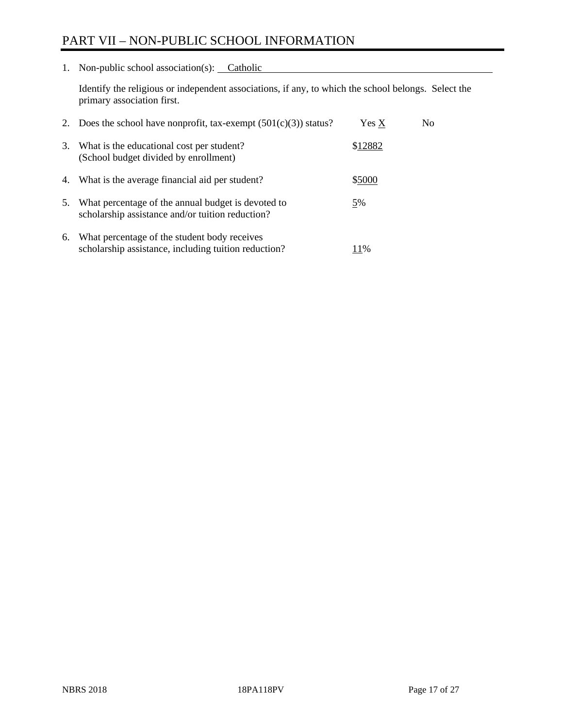# PART VII – NON-PUBLIC SCHOOL INFORMATION

1. Non-public school association(s): Catholic

   Identify the religious or independent associations, if any, to which the school belongs. Select the primary association first.

2. Does the school have nonprofit, tax-exempt (501(c)(3)) status? Yes X No

3. What is the educational cost per student? (School budget divided by enrollment) $12882

4. What is the average financial aid per student? $5000

5. What percentage of the annual budget is devoted to scholarship assistance and/or tuition reduction? 5%

6. What percentage of the student body receives scholarship assistance, including tuition reduction? 11%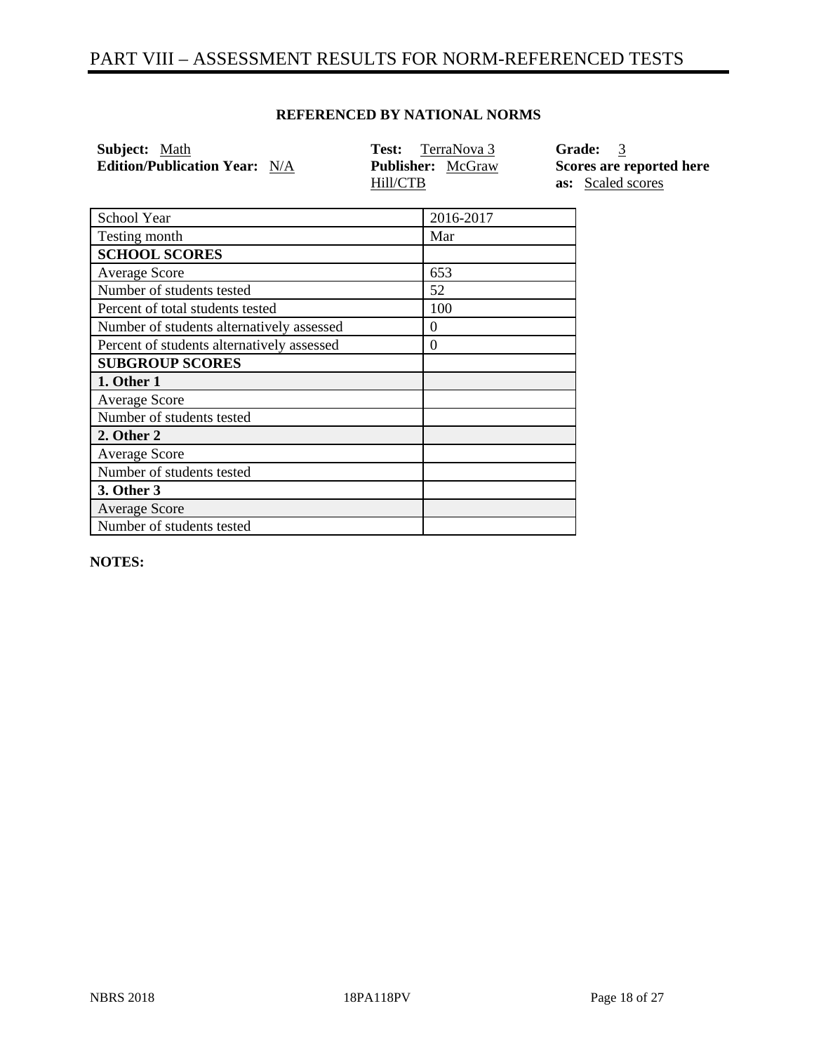# PART VIII – ASSESSMENT RESULTS FOR NORM-REFERENCED TESTS

**REFERENCED BY NATIONAL NORMS**

**Subject:** Math
**Edition/Publication Year:** N/A
**Test:** TerraNova 3
**Publisher:** McGraw Hill/CTB
**Grade:** 3
**Scores are reported here as:** Scaled scores

| School Year | 2016-2017 |
|---|---|
| Testing month | Mar |
| **SCHOOL SCORES** | |
| Average Score | 653 |
| Number of students tested | 52 |
| Percent of total students tested | 100 |
| Number of students alternatively assessed | 0 |
| Percent of students alternatively assessed | 0 |
| **SUBGROUP SCORES** | |
| **1. Other 1** | |
| Average Score | |
| Number of students tested | |
| **2. Other 2** | |
| Average Score | |
| Number of students tested | |
| **3. Other 3** | |
| Average Score | |
| Number of students tested | |

**NOTES:**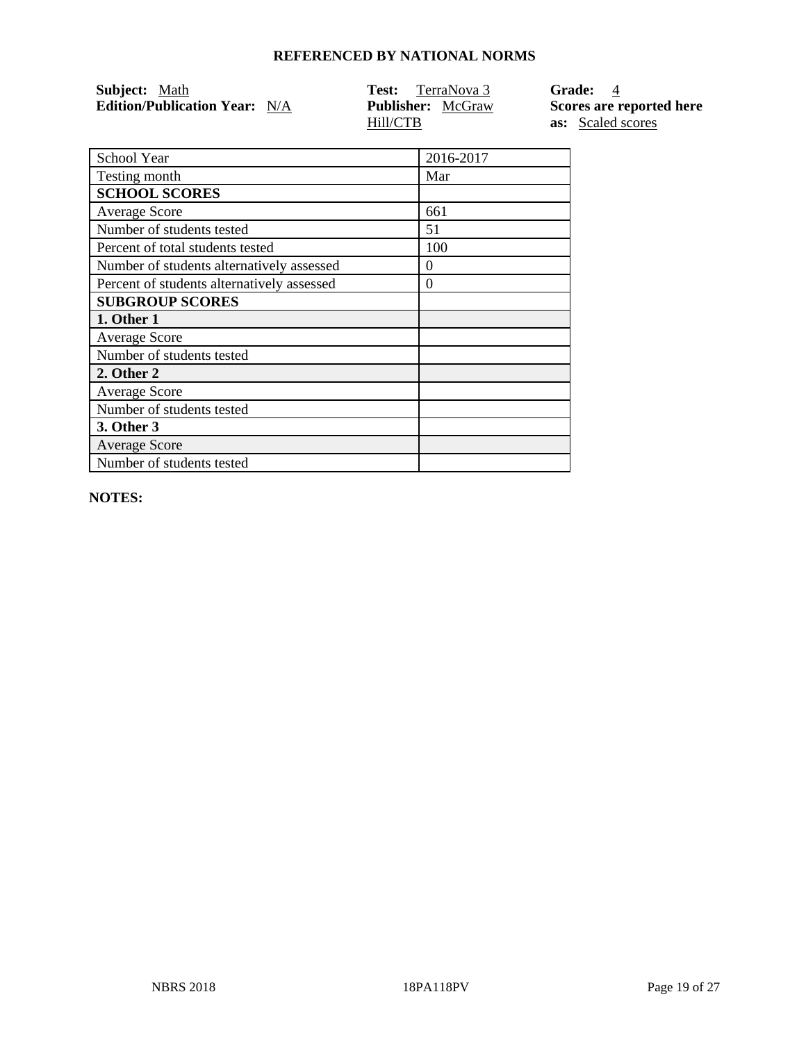**REFERENCED BY NATIONAL NORMS**

**Subject:** Math
**Edition/Publication Year:** N/A

**Test:** TerraNova 3
**Publisher:** McGraw Hill/CTB

**Grade:** 4
**Scores are reported here as:** Scaled scores

| School Year | 2016-2017 |
|---|---|
| Testing month | Mar |
| **SCHOOL SCORES** | |
| Average Score | 661 |
| Number of students tested | 51 |
| Percent of total students tested | 100 |
| Number of students alternatively assessed | 0 |
| Percent of students alternatively assessed | 0 |
| **SUBGROUP SCORES** | |
| **1. Other 1** | |
| Average Score | |
| Number of students tested | |
| **2. Other 2** | |
| Average Score | |
| Number of students tested | |
| **3. Other 3** | |
| Average Score | |
| Number of students tested | |

**NOTES:**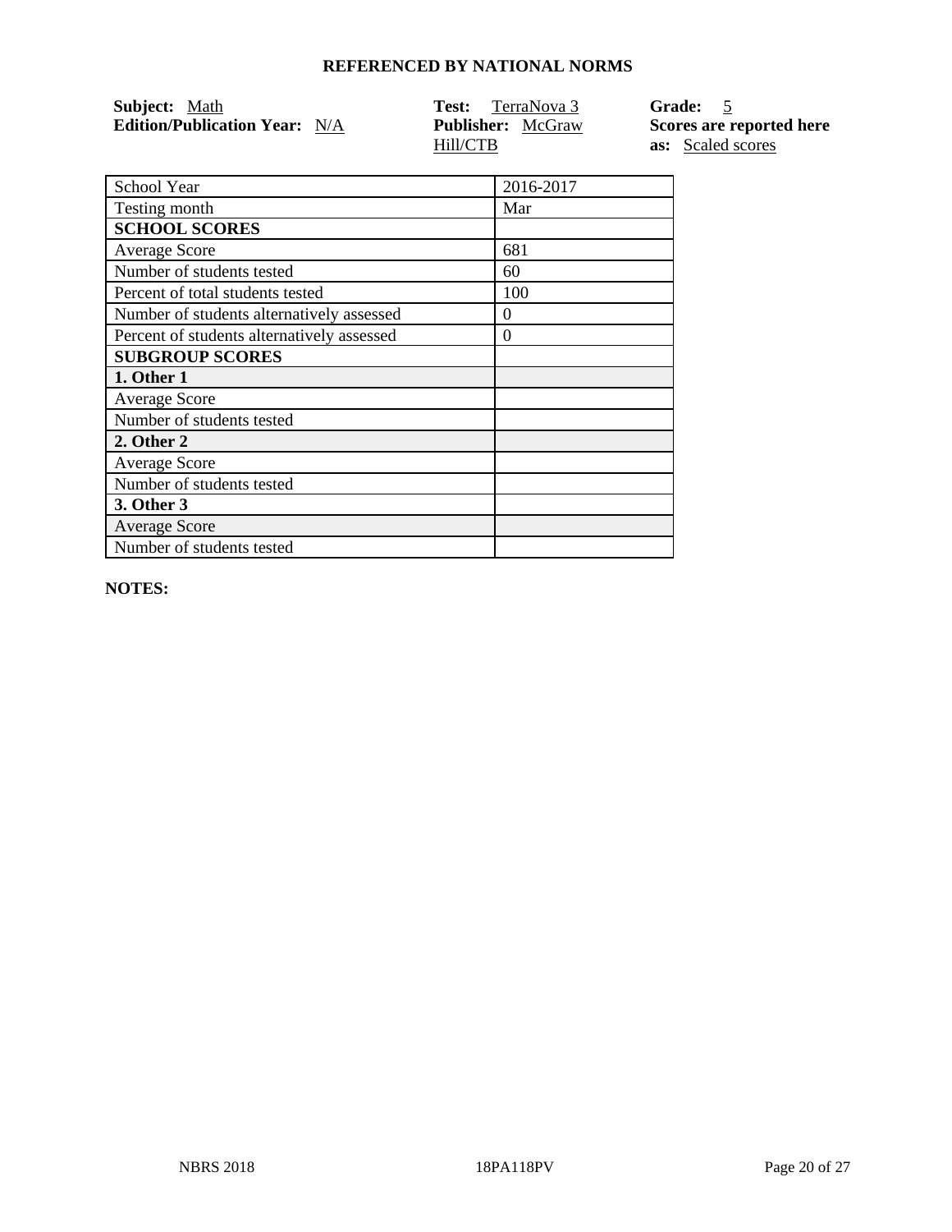## REFERENCED BY NATIONAL NORMS

**Subject:** Math
**Edition/Publication Year:** N/A
**Test:** TerraNova 3
**Publisher:** McGraw Hill/CTB
**Grade:** 5
**Scores are reported here as:** Scaled scores

| School Year | 2016-2017 |
|---|---|
| Testing month | Mar |
| **SCHOOL SCORES** | |
| Average Score | 681 |
| Number of students tested | 60 |
| Percent of total students tested | 100 |
| Number of students alternatively assessed | 0 |
| Percent of students alternatively assessed | 0 |
| **SUBGROUP SCORES** | |
| **1. Other 1** | |
| Average Score | |
| Number of students tested | |
| **2. Other 2** | |
| Average Score | |
| Number of students tested | |
| **3. Other 3** | |
| Average Score | |
| Number of students tested | |

**NOTES:**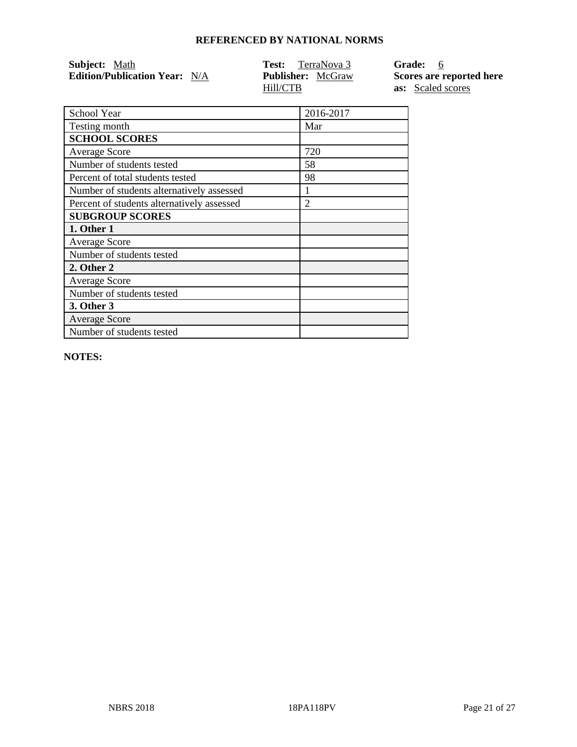## REFERENCED BY NATIONAL NORMS

**Subject:** Math
**Edition/Publication Year:** N/A

**Test:** TerraNova 3
**Publisher:** McGraw Hill/CTB

**Grade:** 6
**Scores are reported here as:** Scaled scores

| School Year | 2016-2017 |
| --- | --- |
| Testing month | Mar |
| **SCHOOL SCORES** | |
| Average Score | 720 |
| Number of students tested | 58 |
| Percent of total students tested | 98 |
| Number of students alternatively assessed | 1 |
| Percent of students alternatively assessed | 2 |
| **SUBGROUP SCORES** | |
| **1. Other 1** | |
| Average Score | |
| Number of students tested | |
| **2. Other 2** | |
| Average Score | |
| Number of students tested | |
| **3. Other 3** | |
| Average Score | |
| Number of students tested | |

**NOTES:**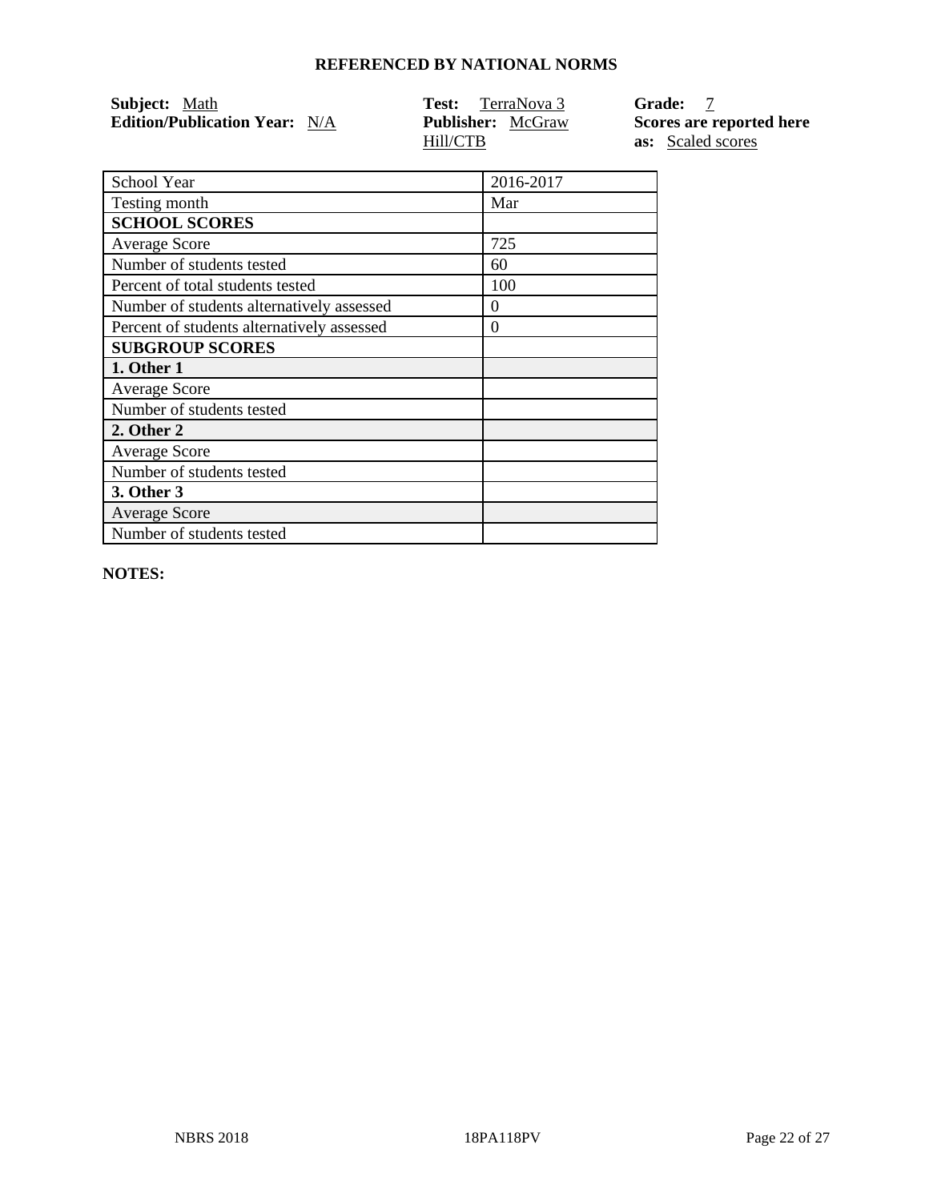## REFERENCED BY NATIONAL NORMS

**Subject:** Math
**Edition/Publication Year:** N/A
**Test:** TerraNova 3
**Publisher:** McGraw Hill/CTB
**Grade:** 7
**Scores are reported here as:** Scaled scores

| School Year | 2016-2017 |
|---|---|
| Testing month | Mar |
| **SCHOOL SCORES** | |
| Average Score | 725 |
| Number of students tested | 60 |
| Percent of total students tested | 100 |
| Number of students alternatively assessed | 0 |
| Percent of students alternatively assessed | 0 |
| **SUBGROUP SCORES** | |
| **1. Other 1** | |
| Average Score | |
| Number of students tested | |
| **2. Other 2** | |
| Average Score | |
| Number of students tested | |
| **3. Other 3** | |
| Average Score | |
| Number of students tested | |

**NOTES:**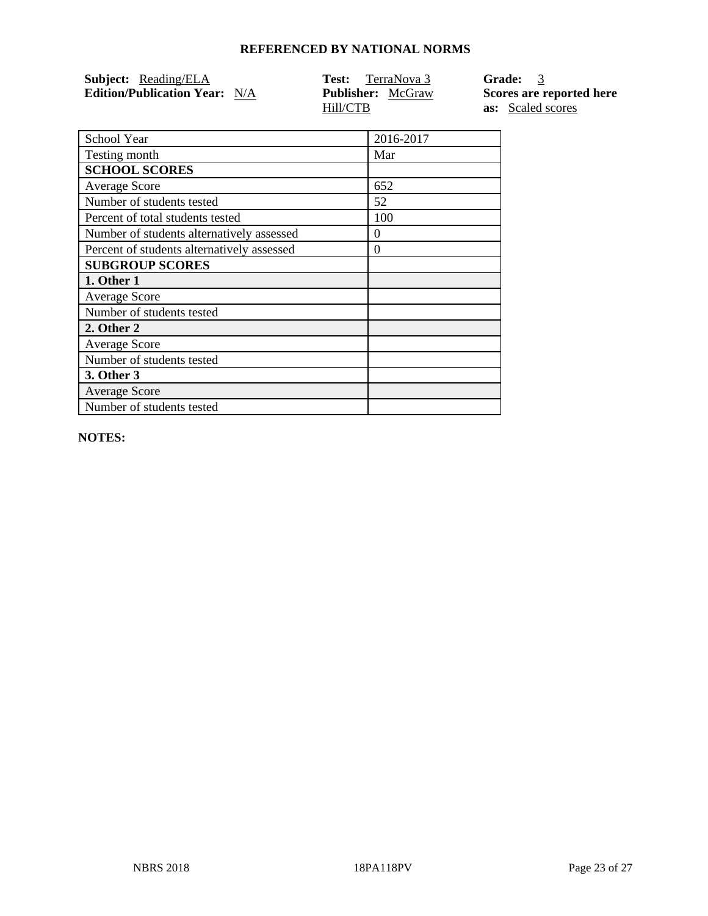## REFERENCED BY NATIONAL NORMS

**Subject:** Reading/ELA
**Edition/Publication Year:** N/A

**Test:** TerraNova 3
**Publisher:** McGraw Hill/CTB

**Grade:** 3
**Scores are reported here as:** Scaled scores

| School Year | 2016-2017 |
|---|---|
| Testing month | Mar |
| **SCHOOL SCORES** | |
| Average Score | 652 |
| Number of students tested | 52 |
| Percent of total students tested | 100 |
| Number of students alternatively assessed | 0 |
| Percent of students alternatively assessed | 0 |
| **SUBGROUP SCORES** | |
| **1. Other 1** | |
| Average Score | |
| Number of students tested | |
| **2. Other 2** | |
| Average Score | |
| Number of students tested | |
| **3. Other 3** | |
| Average Score | |
| Number of students tested | |

**NOTES:**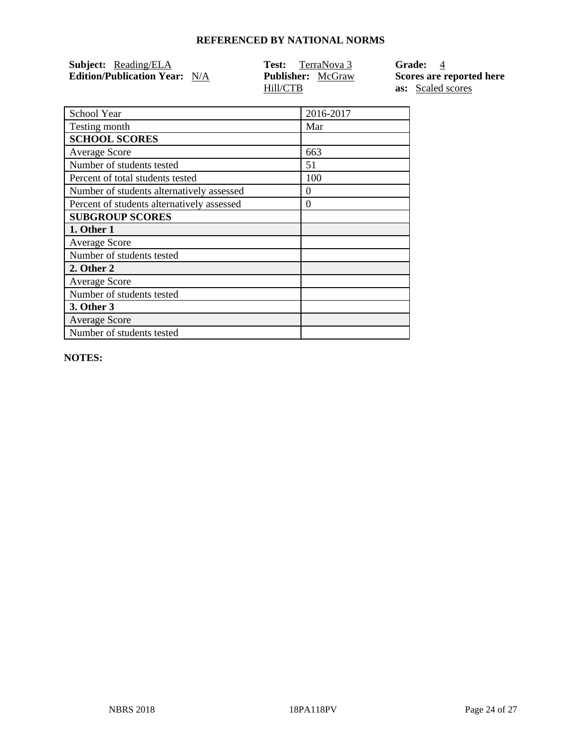# REFERENCED BY NATIONAL NORMS

**Subject:** Reading/ELA
**Edition/Publication Year:** N/A

**Test:** TerraNova 3
**Publisher:** McGraw Hill/CTB

**Grade:** 4
**Scores are reported here as:** Scaled scores

| School Year | 2016-2017 |
|---|---|
| Testing month | Mar |
| **SCHOOL SCORES** | |
| Average Score | 663 |
| Number of students tested | 51 |
| Percent of total students tested | 100 |
| Number of students alternatively assessed | 0 |
| Percent of students alternatively assessed | 0 |
| **SUBGROUP SCORES** | |
| **1. Other 1** | |
| Average Score | |
| Number of students tested | |
| **2. Other 2** | |
| Average Score | |
| Number of students tested | |
| **3. Other 3** | |
| Average Score | |
| Number of students tested | |

**NOTES:**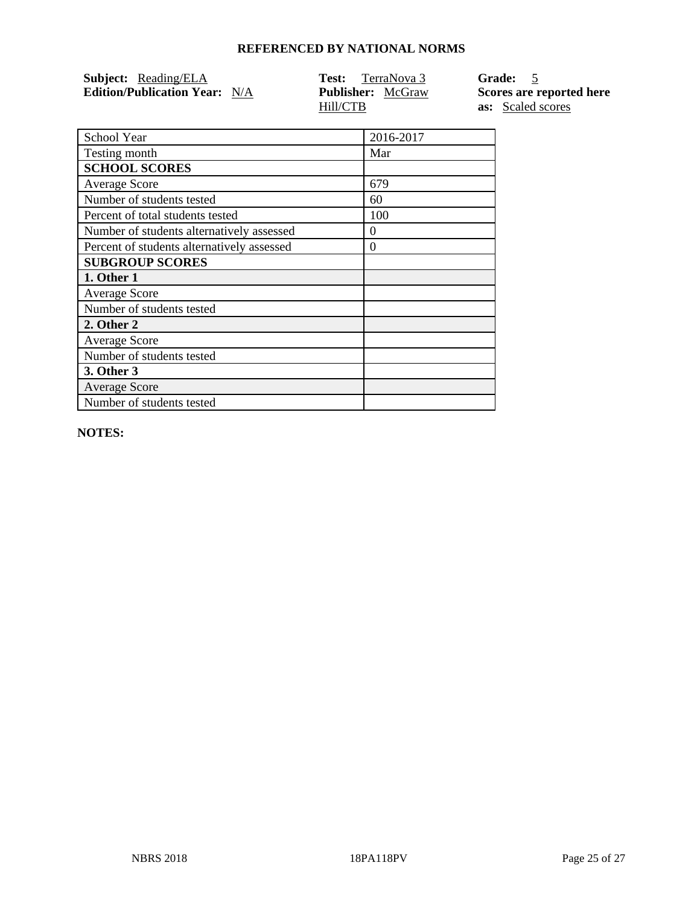## REFERENCED BY NATIONAL NORMS

**Subject:** Reading/ELA
**Edition/Publication Year:** N/A

**Test:** TerraNova 3
**Publisher:** McGraw Hill/CTB

**Grade:** 5
**Scores are reported here as:** Scaled scores

| School Year | 2016-2017 |
|---|---|
| Testing month | Mar |
| **SCHOOL SCORES** | |
| Average Score | 679 |
| Number of students tested | 60 |
| Percent of total students tested | 100 |
| Number of students alternatively assessed | 0 |
| Percent of students alternatively assessed | 0 |
| **SUBGROUP SCORES** | |
| **1. Other 1** | |
| Average Score | |
| Number of students tested | |
| **2. Other 2** | |
| Average Score | |
| Number of students tested | |
| **3. Other 3** | |
| Average Score | |
| Number of students tested | |

**NOTES:**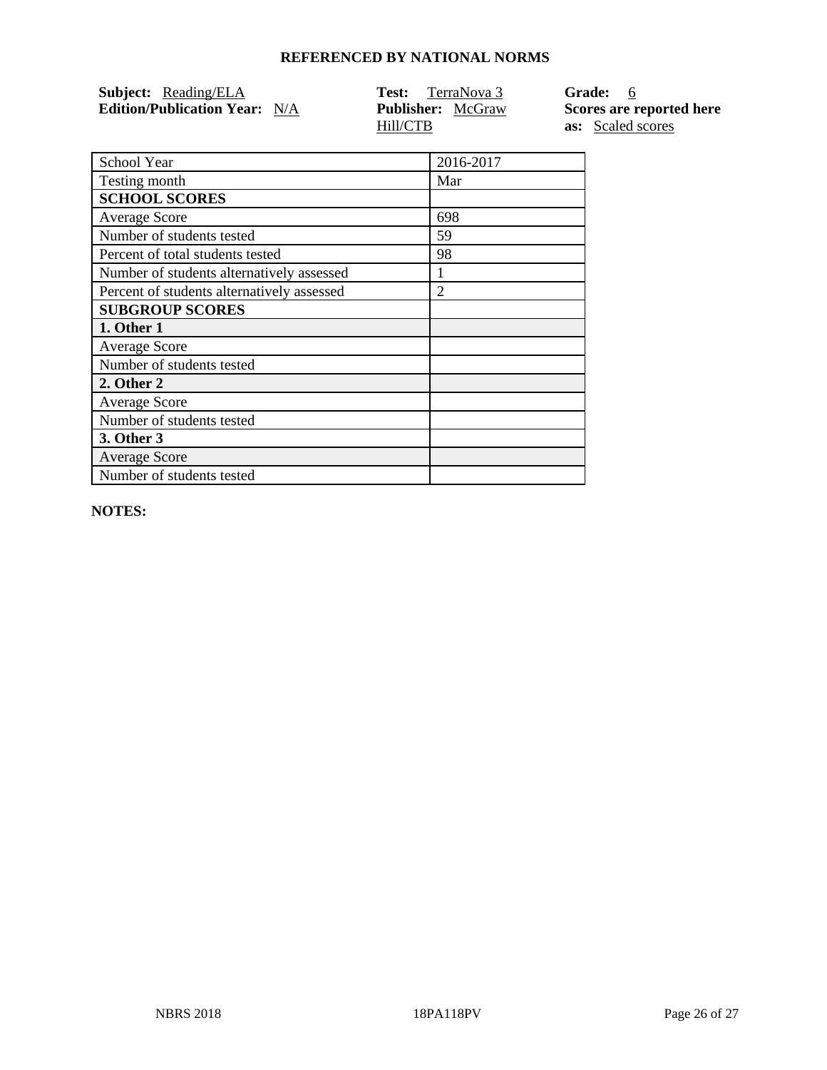## REFERENCED BY NATIONAL NORMS

**Subject:** Reading/ELA
**Edition/Publication Year:** N/A

**Test:** TerraNova 3
**Publisher:** McGraw Hill/CTB

**Grade:** 6
**Scores are reported here as:** Scaled scores

| School Year | 2016-2017 |
|---|---|
| Testing month | Mar |
| **SCHOOL SCORES** | |
| Average Score | 698 |
| Number of students tested | 59 |
| Percent of total students tested | 98 |
| Number of students alternatively assessed | 1 |
| Percent of students alternatively assessed | 2 |
| **SUBGROUP SCORES** | |
| **1. Other 1** | |
| Average Score | |
| Number of students tested | |
| **2. Other 2** | |
| Average Score | |
| Number of students tested | |
| **3. Other 3** | |
| Average Score | |
| Number of students tested | |

**NOTES:**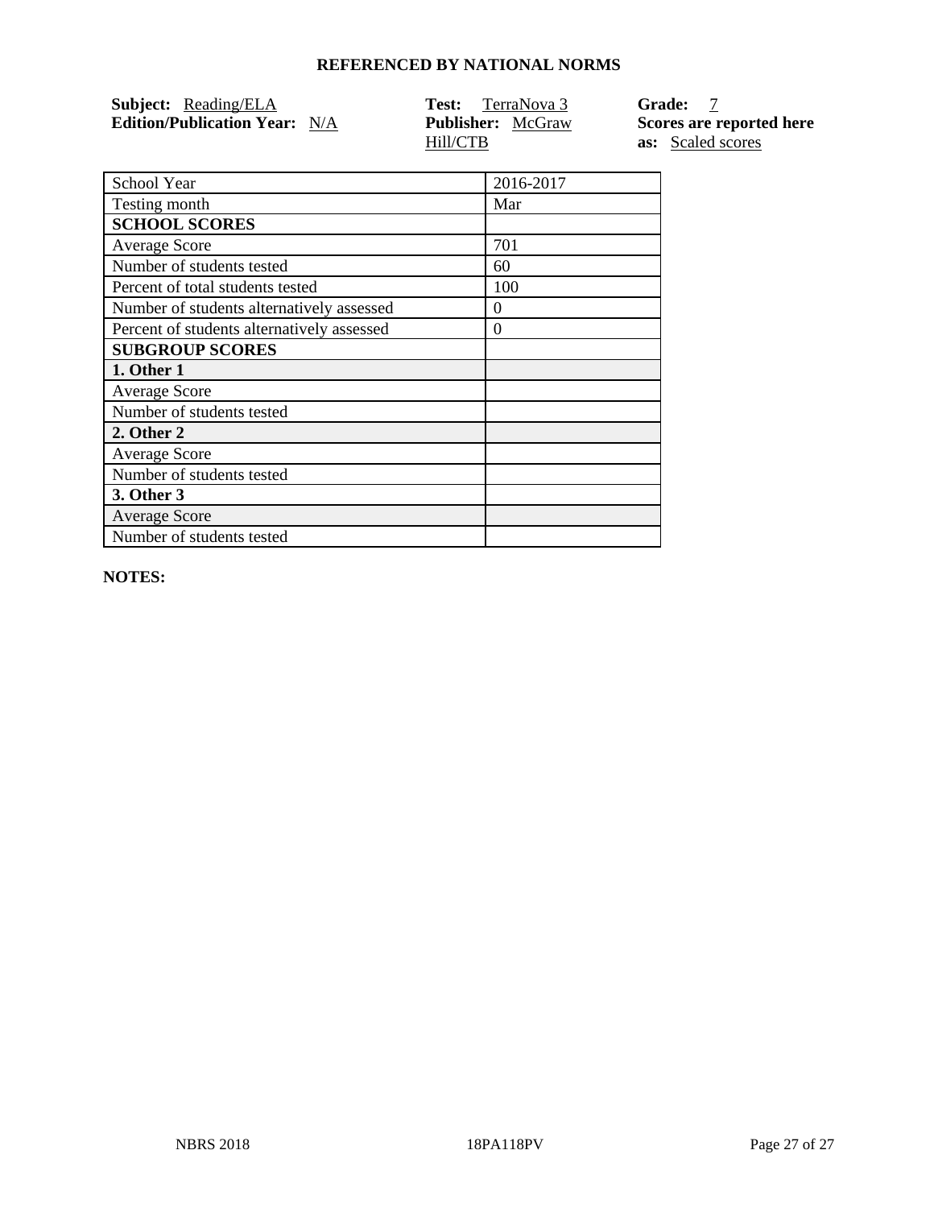## REFERENCED BY NATIONAL NORMS

**Subject:** Reading/ELA  
**Edition/Publication Year:** N/A  
**Test:** TerraNova 3  
**Publisher:** McGraw Hill/CTB  
**Grade:** 7  
**Scores are reported here as:** Scaled scores

| School Year | 2016-2017 |
| --- | --- |
| Testing month | Mar |
| **SCHOOL SCORES** | |
| Average Score | 701 |
| Number of students tested | 60 |
| Percent of total students tested | 100 |
| Number of students alternatively assessed | 0 |
| Percent of students alternatively assessed | 0 |
| **SUBGROUP SCORES** | |
| **1. Other 1** | |
| Average Score | |
| Number of students tested | |
| **2. Other 2** | |
| Average Score | |
| Number of students tested | |
| **3. Other 3** | |
| Average Score | |
| Number of students tested | |

**NOTES:**